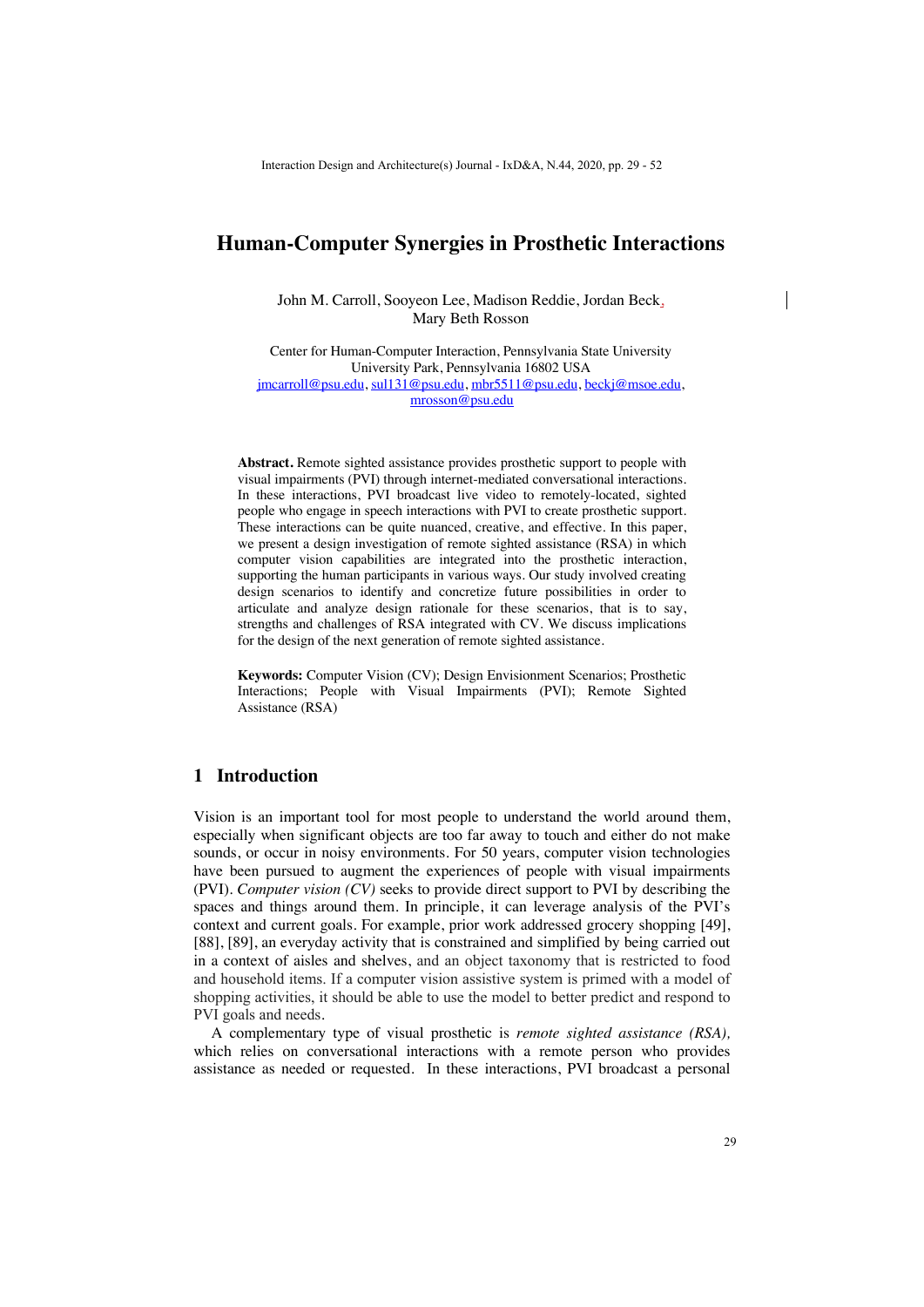# Human-Computer Synergies in Prosthetic Interactions

John M. Carroll, Sooyeon Lee, Madison Reddie, Jordan Beck, Mary Beth Rosson

Center for Human-Computer Interaction, Pennsylvania State University
University Park, Pennsylvania 16802 USA
jmcarroll@psu.edu, sul131@psu.edu, mbr5511@psu.edu, beckj@msoe.edu, mrosson@psu.edu

**Abstract.** Remote sighted assistance provides prosthetic support to people with visual impairments (PVI) through internet-mediated conversational interactions. In these interactions, PVI broadcast live video to remotely-located, sighted people who engage in speech interactions with PVI to create prosthetic support. These interactions can be quite nuanced, creative, and effective. In this paper, we present a design investigation of remote sighted assistance (RSA) in which computer vision capabilities are integrated into the prosthetic interaction, supporting the human participants in various ways. Our study involved creating design scenarios to identify and concretize future possibilities in order to articulate and analyze design rationale for these scenarios, that is to say, strengths and challenges of RSA integrated with CV. We discuss implications for the design of the next generation of remote sighted assistance.

**Keywords:** Computer Vision (CV); Design Envisionment Scenarios; Prosthetic Interactions; People with Visual Impairments (PVI); Remote Sighted Assistance (RSA)

## 1 Introduction

Vision is an important tool for most people to understand the world around them, especially when significant objects are too far away to touch and either do not make sounds, or occur in noisy environments. For 50 years, computer vision technologies have been pursued to augment the experiences of people with visual impairments (PVI). *Computer vision (CV)* seeks to provide direct support to PVI by describing the spaces and things around them. In principle, it can leverage analysis of the PVI's context and current goals. For example, prior work addressed grocery shopping [49], [88], [89], an everyday activity that is constrained and simplified by being carried out in a context of aisles and shelves, and an object taxonomy that is restricted to food and household items. If a computer vision assistive system is primed with a model of shopping activities, it should be able to use the model to better predict and respond to PVI goals and needs.

A complementary type of visual prosthetic is *remote sighted assistance (RSA),* which relies on conversational interactions with a remote person who provides assistance as needed or requested. In these interactions, PVI broadcast a personal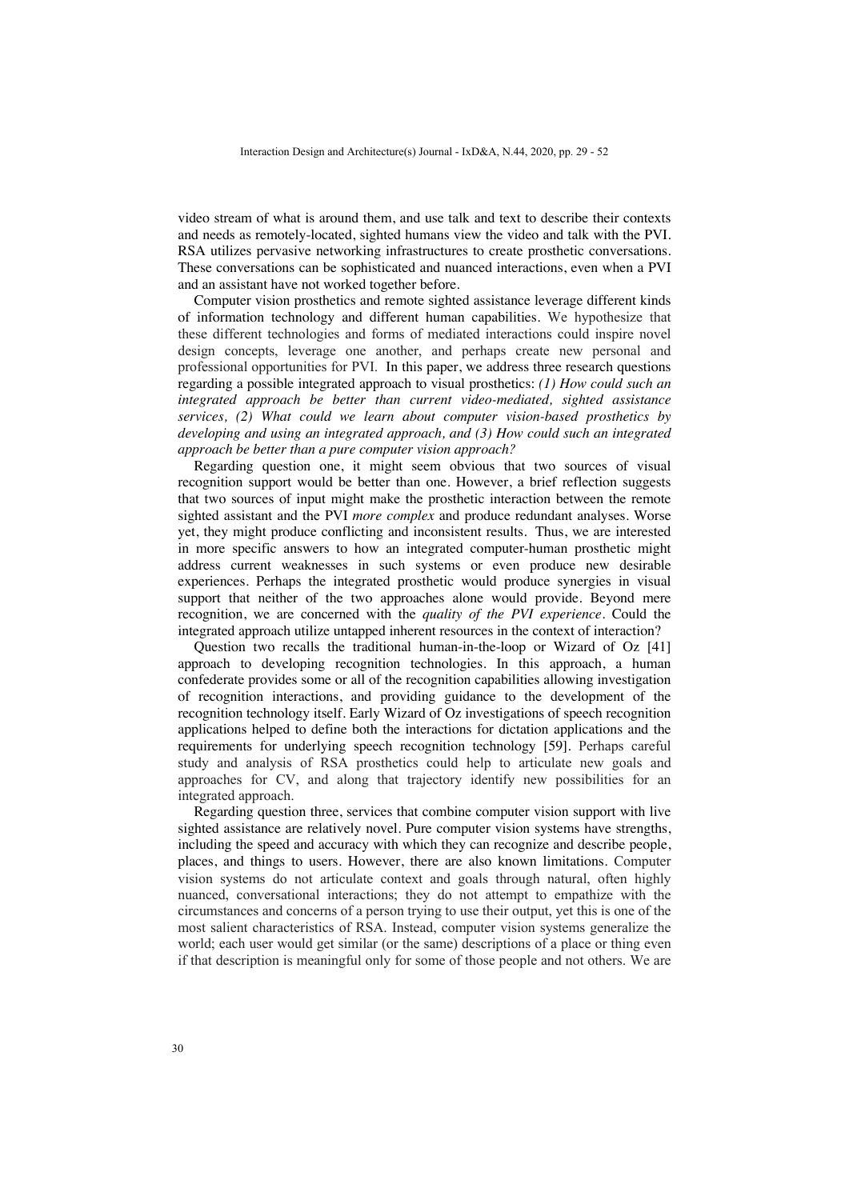video stream of what is around them, and use talk and text to describe their contexts and needs as remotely-located, sighted humans view the video and talk with the PVI. RSA utilizes pervasive networking infrastructures to create prosthetic conversations. These conversations can be sophisticated and nuanced interactions, even when a PVI and an assistant have not worked together before.

Computer vision prosthetics and remote sighted assistance leverage different kinds of information technology and different human capabilities. We hypothesize that these different technologies and forms of mediated interactions could inspire novel design concepts, leverage one another, and perhaps create new personal and professional opportunities for PVI. In this paper, we address three research questions regarding a possible integrated approach to visual prosthetics: *(1) How could such an integrated approach be better than current video-mediated, sighted assistance services, (2) What could we learn about computer vision-based prosthetics by developing and using an integrated approach, and (3) How could such an integrated approach be better than a pure computer vision approach?*

Regarding question one, it might seem obvious that two sources of visual recognition support would be better than one. However, a brief reflection suggests that two sources of input might make the prosthetic interaction between the remote sighted assistant and the PVI *more complex* and produce redundant analyses. Worse yet, they might produce conflicting and inconsistent results. Thus, we are interested in more specific answers to how an integrated computer-human prosthetic might address current weaknesses in such systems or even produce new desirable experiences. Perhaps the integrated prosthetic would produce synergies in visual support that neither of the two approaches alone would provide. Beyond mere recognition, we are concerned with the *quality of the PVI experience*. Could the integrated approach utilize untapped inherent resources in the context of interaction?

Question two recalls the traditional human-in-the-loop or Wizard of Oz [41] approach to developing recognition technologies. In this approach, a human confederate provides some or all of the recognition capabilities allowing investigation of recognition interactions, and providing guidance to the development of the recognition technology itself. Early Wizard of Oz investigations of speech recognition applications helped to define both the interactions for dictation applications and the requirements for underlying speech recognition technology [59]. Perhaps careful study and analysis of RSA prosthetics could help to articulate new goals and approaches for CV, and along that trajectory identify new possibilities for an integrated approach.

Regarding question three, services that combine computer vision support with live sighted assistance are relatively novel. Pure computer vision systems have strengths, including the speed and accuracy with which they can recognize and describe people, places, and things to users. However, there are also known limitations. Computer vision systems do not articulate context and goals through natural, often highly nuanced, conversational interactions; they do not attempt to empathize with the circumstances and concerns of a person trying to use their output, yet this is one of the most salient characteristics of RSA. Instead, computer vision systems generalize the world; each user would get similar (or the same) descriptions of a place or thing even if that description is meaningful only for some of those people and not others. We are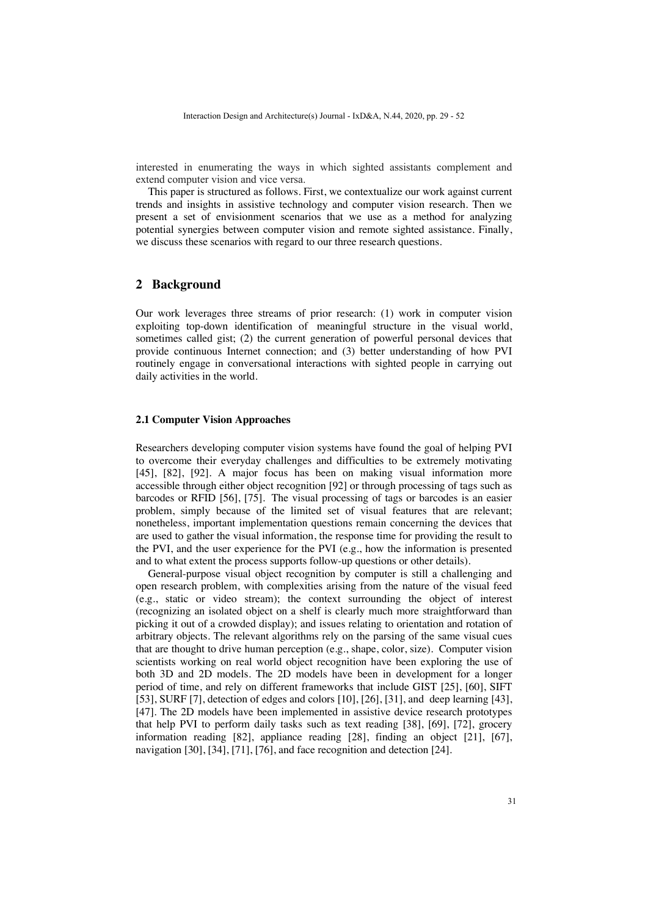interested in enumerating the ways in which sighted assistants complement and extend computer vision and vice versa.

This paper is structured as follows. First, we contextualize our work against current trends and insights in assistive technology and computer vision research. Then we present a set of envisionment scenarios that we use as a method for analyzing potential synergies between computer vision and remote sighted assistance. Finally, we discuss these scenarios with regard to our three research questions.

## 2 Background

Our work leverages three streams of prior research: (1) work in computer vision exploiting top-down identification of meaningful structure in the visual world, sometimes called gist; (2) the current generation of powerful personal devices that provide continuous Internet connection; and (3) better understanding of how PVI routinely engage in conversational interactions with sighted people in carrying out daily activities in the world.

### 2.1 Computer Vision Approaches

Researchers developing computer vision systems have found the goal of helping PVI to overcome their everyday challenges and difficulties to be extremely motivating [45], [82], [92]. A major focus has been on making visual information more accessible through either object recognition [92] or through processing of tags such as barcodes or RFID [56], [75]. The visual processing of tags or barcodes is an easier problem, simply because of the limited set of visual features that are relevant; nonetheless, important implementation questions remain concerning the devices that are used to gather the visual information, the response time for providing the result to the PVI, and the user experience for the PVI (e.g., how the information is presented and to what extent the process supports follow-up questions or other details).

General-purpose visual object recognition by computer is still a challenging and open research problem, with complexities arising from the nature of the visual feed (e.g., static or video stream); the context surrounding the object of interest (recognizing an isolated object on a shelf is clearly much more straightforward than picking it out of a crowded display); and issues relating to orientation and rotation of arbitrary objects. The relevant algorithms rely on the parsing of the same visual cues that are thought to drive human perception (e.g., shape, color, size). Computer vision scientists working on real world object recognition have been exploring the use of both 3D and 2D models. The 2D models have been in development for a longer period of time, and rely on different frameworks that include GIST [25], [60], SIFT [53], SURF [7], detection of edges and colors [10], [26], [31], and deep learning [43], [47]. The 2D models have been implemented in assistive device research prototypes that help PVI to perform daily tasks such as text reading [38], [69], [72], grocery information reading [82], appliance reading [28], finding an object [21], [67], navigation [30], [34], [71], [76], and face recognition and detection [24].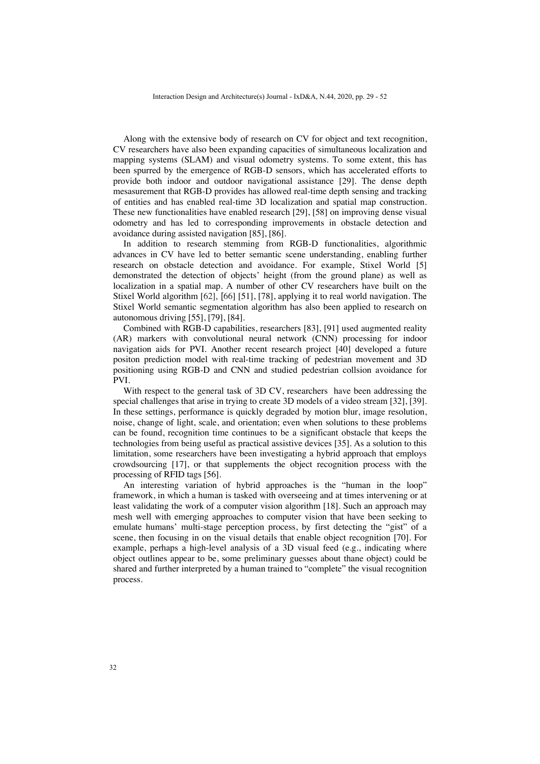Along with the extensive body of research on CV for object and text recognition, CV researchers have also been expanding capacities of simultaneous localization and mapping systems (SLAM) and visual odometry systems. To some extent, this has been spurred by the emergence of RGB-D sensors, which has accelerated efforts to provide both indoor and outdoor navigational assistance [29]. The dense depth mesasurement that RGB-D provides has allowed real-time depth sensing and tracking of entities and has enabled real-time 3D localization and spatial map construction. These new functionalities have enabled research [29], [58] on improving dense visual odometry and has led to corresponding improvements in obstacle detection and avoidance during assisted navigation [85], [86].

In addition to research stemming from RGB-D functionalities, algorithmic advances in CV have led to better semantic scene understanding, enabling further research on obstacle detection and avoidance. For example, Stixel World [5] demonstrated the detection of objects' height (from the ground plane) as well as localization in a spatial map. A number of other CV researchers have built on the Stixel World algorithm [62], [66] [51], [78], applying it to real world navigation. The Stixel World semantic segmentation algorithm has also been applied to research on autonomous driving [55], [79], [84].

Combined with RGB-D capabilities, researchers [83], [91] used augmented reality (AR) markers with convolutional neural network (CNN) processing for indoor navigation aids for PVI. Another recent research project [40] developed a future positon prediction model with real-time tracking of pedestrian movement and 3D positioning using RGB-D and CNN and studied pedestrian collsion avoidance for PVI.

With respect to the general task of 3D CV, researchers have been addressing the special challenges that arise in trying to create 3D models of a video stream [32], [39]. In these settings, performance is quickly degraded by motion blur, image resolution, noise, change of light, scale, and orientation; even when solutions to these problems can be found, recognition time continues to be a significant obstacle that keeps the technologies from being useful as practical assistive devices [35]. As a solution to this limitation, some researchers have been investigating a hybrid approach that employs crowdsourcing [17], or that supplements the object recognition process with the processing of RFID tags [56].

An interesting variation of hybrid approaches is the "human in the loop" framework, in which a human is tasked with overseeing and at times intervening or at least validating the work of a computer vision algorithm [18]. Such an approach may mesh well with emerging approaches to computer vision that have been seeking to emulate humans' multi-stage perception process, by first detecting the "gist" of a scene, then focusing in on the visual details that enable object recognition [70]. For example, perhaps a high-level analysis of a 3D visual feed (e.g., indicating where object outlines appear to be, some preliminary guesses about thane object) could be shared and further interpreted by a human trained to "complete" the visual recognition process.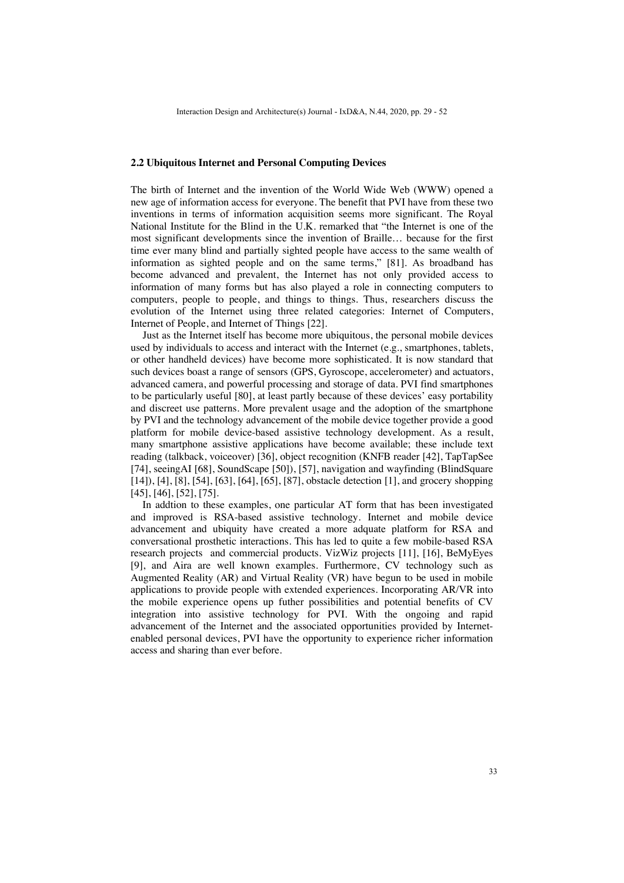## 2.2 Ubiquitous Internet and Personal Computing Devices

The birth of Internet and the invention of the World Wide Web (WWW) opened a new age of information access for everyone. The benefit that PVI have from these two inventions in terms of information acquisition seems more significant. The Royal National Institute for the Blind in the U.K. remarked that "the Internet is one of the most significant developments since the invention of Braille… because for the first time ever many blind and partially sighted people have access to the same wealth of information as sighted people and on the same terms," [81]. As broadband has become advanced and prevalent, the Internet has not only provided access to information of many forms but has also played a role in connecting computers to computers, people to people, and things to things. Thus, researchers discuss the evolution of the Internet using three related categories: Internet of Computers, Internet of People, and Internet of Things [22].

Just as the Internet itself has become more ubiquitous, the personal mobile devices used by individuals to access and interact with the Internet (e.g., smartphones, tablets, or other handheld devices) have become more sophisticated. It is now standard that such devices boast a range of sensors (GPS, Gyroscope, accelerometer) and actuators, advanced camera, and powerful processing and storage of data. PVI find smartphones to be particularly useful [80], at least partly because of these devices' easy portability and discreet use patterns. More prevalent usage and the adoption of the smartphone by PVI and the technology advancement of the mobile device together provide a good platform for mobile device-based assistive technology development. As a result, many smartphone assistive applications have become available; these include text reading (talkback, voiceover) [36], object recognition (KNFB reader [42], TapTapSee [74], seeingAI [68], SoundScape [50]), [57], navigation and wayfinding (BlindSquare [14]), [4], [8], [54], [63], [64], [65], [87], obstacle detection [1], and grocery shopping [45], [46], [52], [75].

In addtion to these examples, one particular AT form that has been investigated and improved is RSA-based assistive technology. Internet and mobile device advancement and ubiquity have created a more adquate platform for RSA and conversational prosthetic interactions. This has led to quite a few mobile-based RSA research projects and commercial products. VizWiz projects [11], [16], BeMyEyes [9], and Aira are well known examples. Furthermore, CV technology such as Augmented Reality (AR) and Virtual Reality (VR) have begun to be used in mobile applications to provide people with extended experiences. Incorporating AR/VR into the mobile experience opens up futher possibilities and potential benefits of CV integration into assistive technology for PVI. With the ongoing and rapid advancement of the Internet and the associated opportunities provided by Internet-enabled personal devices, PVI have the opportunity to experience richer information access and sharing than ever before.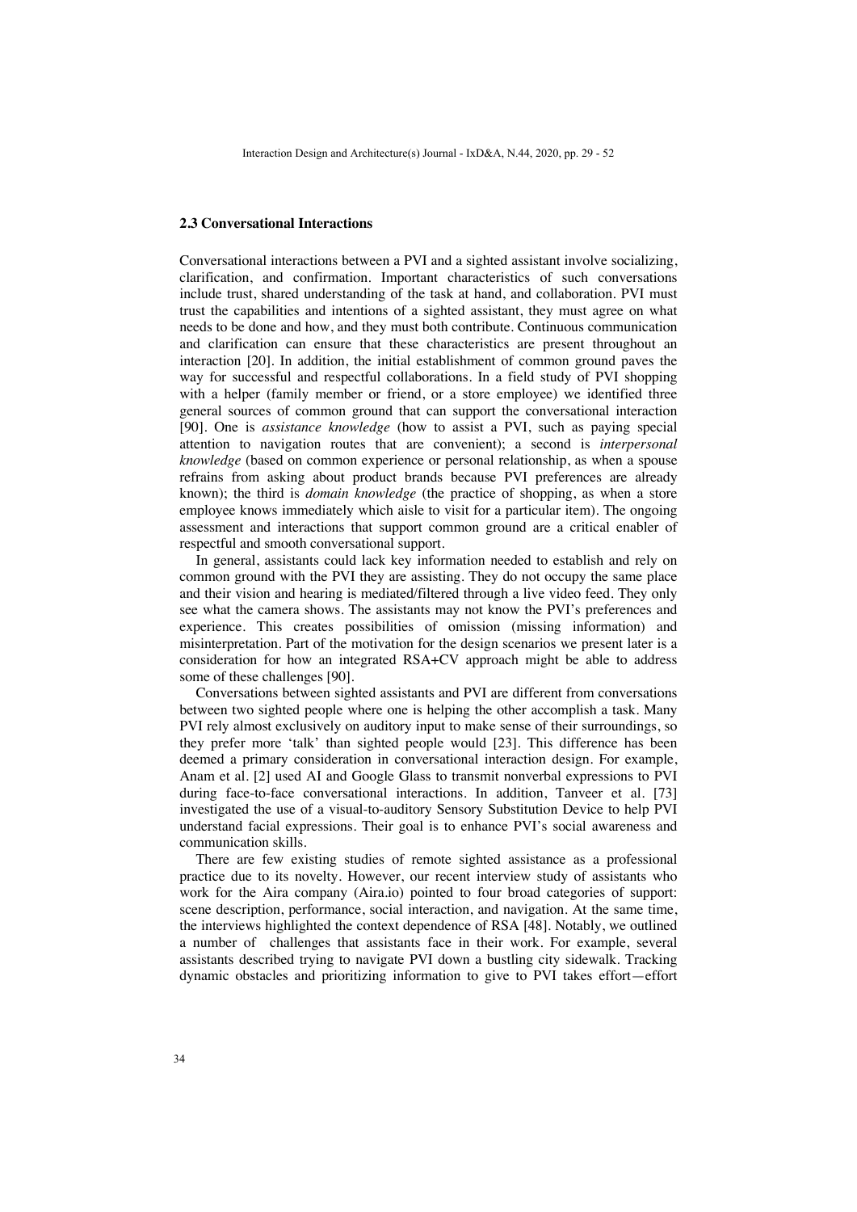### 2.3 Conversational Interactions

Conversational interactions between a PVI and a sighted assistant involve socializing, clarification, and confirmation. Important characteristics of such conversations include trust, shared understanding of the task at hand, and collaboration. PVI must trust the capabilities and intentions of a sighted assistant, they must agree on what needs to be done and how, and they must both contribute. Continuous communication and clarification can ensure that these characteristics are present throughout an interaction [20]. In addition, the initial establishment of common ground paves the way for successful and respectful collaborations. In a field study of PVI shopping with a helper (family member or friend, or a store employee) we identified three general sources of common ground that can support the conversational interaction [90]. One is *assistance knowledge* (how to assist a PVI, such as paying special attention to navigation routes that are convenient); a second is *interpersonal knowledge* (based on common experience or personal relationship, as when a spouse refrains from asking about product brands because PVI preferences are already known); the third is *domain knowledge* (the practice of shopping, as when a store employee knows immediately which aisle to visit for a particular item). The ongoing assessment and interactions that support common ground are a critical enabler of respectful and smooth conversational support.

In general, assistants could lack key information needed to establish and rely on common ground with the PVI they are assisting. They do not occupy the same place and their vision and hearing is mediated/filtered through a live video feed. They only see what the camera shows. The assistants may not know the PVI's preferences and experience. This creates possibilities of omission (missing information) and misinterpretation. Part of the motivation for the design scenarios we present later is a consideration for how an integrated RSA+CV approach might be able to address some of these challenges [90].

Conversations between sighted assistants and PVI are different from conversations between two sighted people where one is helping the other accomplish a task. Many PVI rely almost exclusively on auditory input to make sense of their surroundings, so they prefer more 'talk' than sighted people would [23]. This difference has been deemed a primary consideration in conversational interaction design. For example, Anam et al. [2] used AI and Google Glass to transmit nonverbal expressions to PVI during face-to-face conversational interactions. In addition, Tanveer et al. [73] investigated the use of a visual-to-auditory Sensory Substitution Device to help PVI understand facial expressions. Their goal is to enhance PVI's social awareness and communication skills.

There are few existing studies of remote sighted assistance as a professional practice due to its novelty. However, our recent interview study of assistants who work for the Aira company (Aira.io) pointed to four broad categories of support: scene description, performance, social interaction, and navigation. At the same time, the interviews highlighted the context dependence of RSA [48]. Notably, we outlined a number of challenges that assistants face in their work. For example, several assistants described trying to navigate PVI down a bustling city sidewalk. Tracking dynamic obstacles and prioritizing information to give to PVI takes effort—effort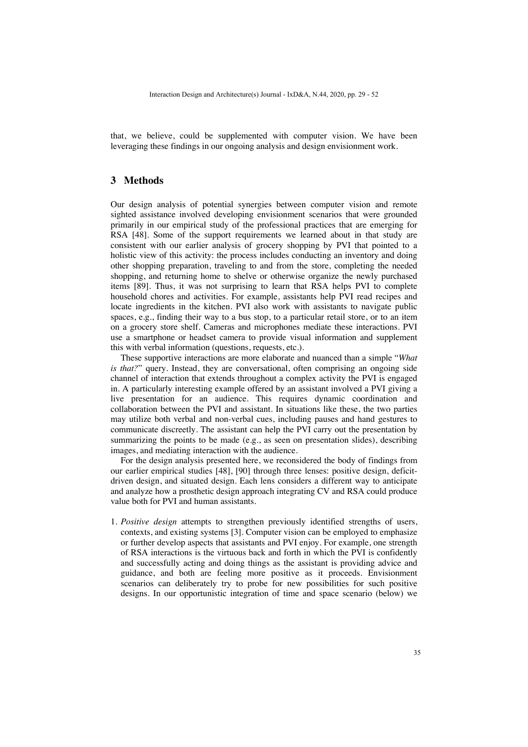that, we believe, could be supplemented with computer vision. We have been leveraging these findings in our ongoing analysis and design envisionment work.

## 3 Methods

Our design analysis of potential synergies between computer vision and remote sighted assistance involved developing envisionment scenarios that were grounded primarily in our empirical study of the professional practices that are emerging for RSA [48]. Some of the support requirements we learned about in that study are consistent with our earlier analysis of grocery shopping by PVI that pointed to a holistic view of this activity: the process includes conducting an inventory and doing other shopping preparation, traveling to and from the store, completing the needed shopping, and returning home to shelve or otherwise organize the newly purchased items [89]. Thus, it was not surprising to learn that RSA helps PVI to complete household chores and activities. For example, assistants help PVI read recipes and locate ingredients in the kitchen. PVI also work with assistants to navigate public spaces, e.g., finding their way to a bus stop, to a particular retail store, or to an item on a grocery store shelf. Cameras and microphones mediate these interactions. PVI use a smartphone or headset camera to provide visual information and supplement this with verbal information (questions, requests, etc.).

These supportive interactions are more elaborate and nuanced than a simple "*What is that?*" query. Instead, they are conversational, often comprising an ongoing side channel of interaction that extends throughout a complex activity the PVI is engaged in. A particularly interesting example offered by an assistant involved a PVI giving a live presentation for an audience. This requires dynamic coordination and collaboration between the PVI and assistant. In situations like these, the two parties may utilize both verbal and non-verbal cues, including pauses and hand gestures to communicate discreetly. The assistant can help the PVI carry out the presentation by summarizing the points to be made (e.g., as seen on presentation slides), describing images, and mediating interaction with the audience.

For the design analysis presented here, we reconsidered the body of findings from our earlier empirical studies [48], [90] through three lenses: positive design, deficit-driven design, and situated design. Each lens considers a different way to anticipate and analyze how a prosthetic design approach integrating CV and RSA could produce value both for PVI and human assistants.

1. *Positive design* attempts to strengthen previously identified strengths of users, contexts, and existing systems [3]. Computer vision can be employed to emphasize or further develop aspects that assistants and PVI enjoy. For example, one strength of RSA interactions is the virtuous back and forth in which the PVI is confidently and successfully acting and doing things as the assistant is providing advice and guidance, and both are feeling more positive as it proceeds. Envisionment scenarios can deliberately try to probe for new possibilities for such positive designs. In our opportunistic integration of time and space scenario (below) we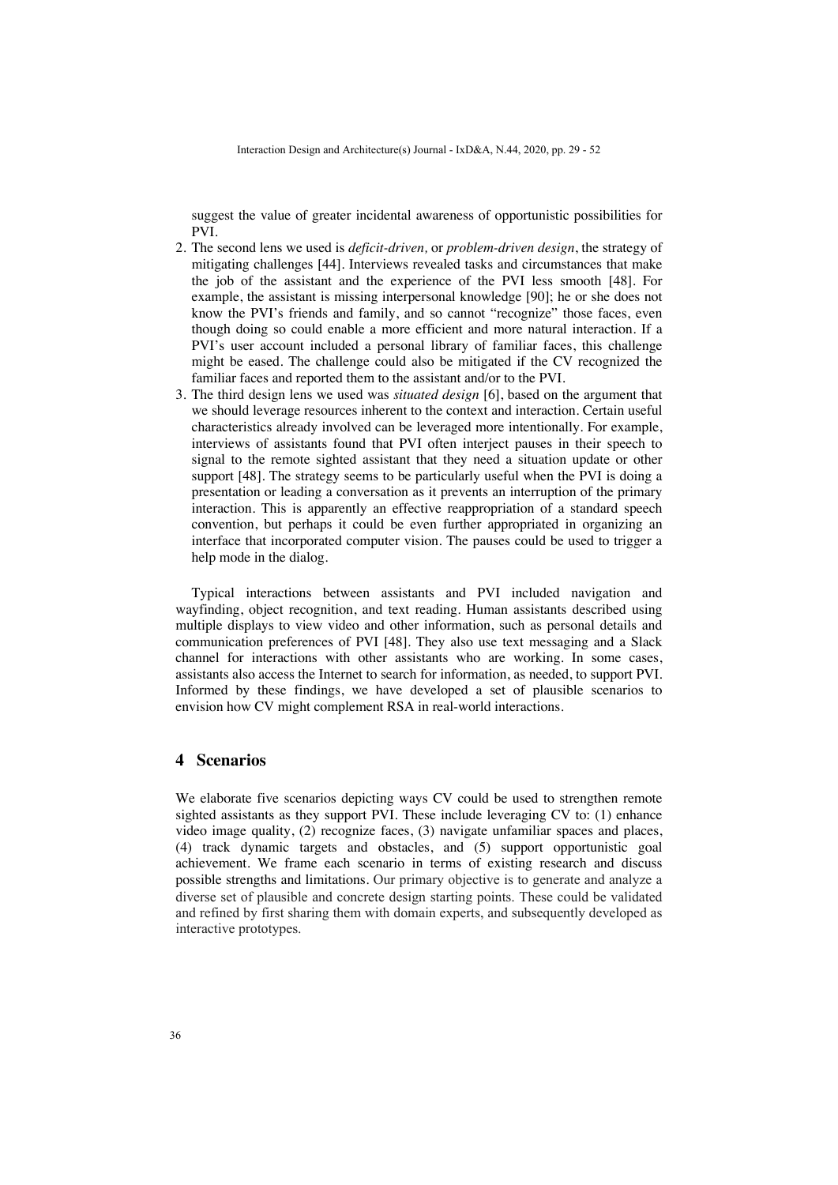suggest the value of greater incidental awareness of opportunistic possibilities for PVI.

2. The second lens we used is *deficit-driven,* or *problem-driven design*, the strategy of mitigating challenges [44]. Interviews revealed tasks and circumstances that make the job of the assistant and the experience of the PVI less smooth [48]. For example, the assistant is missing interpersonal knowledge [90]; he or she does not know the PVI's friends and family, and so cannot "recognize" those faces, even though doing so could enable a more efficient and more natural interaction. If a PVI's user account included a personal library of familiar faces, this challenge might be eased. The challenge could also be mitigated if the CV recognized the familiar faces and reported them to the assistant and/or to the PVI.
3. The third design lens we used was *situated design* [6], based on the argument that we should leverage resources inherent to the context and interaction. Certain useful characteristics already involved can be leveraged more intentionally. For example, interviews of assistants found that PVI often interject pauses in their speech to signal to the remote sighted assistant that they need a situation update or other support [48]. The strategy seems to be particularly useful when the PVI is doing a presentation or leading a conversation as it prevents an interruption of the primary interaction. This is apparently an effective reappropriation of a standard speech convention, but perhaps it could be even further appropriated in organizing an interface that incorporated computer vision. The pauses could be used to trigger a help mode in the dialog.

Typical interactions between assistants and PVI included navigation and wayfinding, object recognition, and text reading. Human assistants described using multiple displays to view video and other information, such as personal details and communication preferences of PVI [48]. They also use text messaging and a Slack channel for interactions with other assistants who are working. In some cases, assistants also access the Internet to search for information, as needed, to support PVI. Informed by these findings, we have developed a set of plausible scenarios to envision how CV might complement RSA in real-world interactions.

## 4 Scenarios

We elaborate five scenarios depicting ways CV could be used to strengthen remote sighted assistants as they support PVI. These include leveraging CV to: (1) enhance video image quality, (2) recognize faces, (3) navigate unfamiliar spaces and places, (4) track dynamic targets and obstacles, and (5) support opportunistic goal achievement. We frame each scenario in terms of existing research and discuss possible strengths and limitations. Our primary objective is to generate and analyze a diverse set of plausible and concrete design starting points. These could be validated and refined by first sharing them with domain experts, and subsequently developed as interactive prototypes.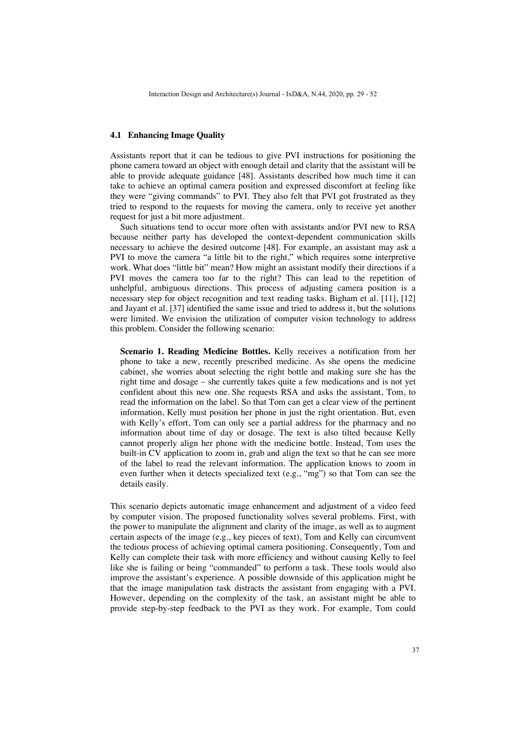### 4.1 Enhancing Image Quality

Assistants report that it can be tedious to give PVI instructions for positioning the phone camera toward an object with enough detail and clarity that the assistant will be able to provide adequate guidance [48]. Assistants described how much time it can take to achieve an optimal camera position and expressed discomfort at feeling like they were "giving commands" to PVI. They also felt that PVI got frustrated as they tried to respond to the requests for moving the camera, only to receive yet another request for just a bit more adjustment.

Such situations tend to occur more often with assistants and/or PVI new to RSA because neither party has developed the context-dependent communication skills necessary to achieve the desired outcome [48]. For example, an assistant may ask a PVI to move the camera "a little bit to the right," which requires some interpretive work. What does "little bit" mean? How might an assistant modify their directions if a PVI moves the camera too far to the right? This can lead to the repetition of unhelpful, ambiguous directions. This process of adjusting camera position is a necessary step for object recognition and text reading tasks. Bigham et al. [11], [12] and Jayant et al. [37] identified the same issue and tried to address it, but the solutions were limited. We envision the utilization of computer vision technology to address this problem. Consider the following scenario:

> **Scenario 1. Reading Medicine Bottles.** Kelly receives a notification from her phone to take a new, recently prescribed medicine. As she opens the medicine cabinet, she worries about selecting the right bottle and making sure she has the right time and dosage – she currently takes quite a few medications and is not yet confident about this new one. She requests RSA and asks the assistant, Tom, to read the information on the label. So that Tom can get a clear view of the pertinent information, Kelly must position her phone in just the right orientation. But, even with Kelly's effort, Tom can only see a partial address for the pharmacy and no information about time of day or dosage. The text is also tilted because Kelly cannot properly align her phone with the medicine bottle. Instead, Tom uses the built-in CV application to zoom in, grab and align the text so that he can see more of the label to read the relevant information. The application knows to zoom in even further when it detects specialized text (e.g., "mg") so that Tom can see the details easily.

This scenario depicts automatic image enhancement and adjustment of a video feed by computer vision. The proposed functionality solves several problems. First, with the power to manipulate the alignment and clarity of the image, as well as to augment certain aspects of the image (e.g., key pieces of text), Tom and Kelly can circumvent the tedious process of achieving optimal camera positioning. Consequently, Tom and Kelly can complete their task with more efficiency and without causing Kelly to feel like she is failing or being "commanded" to perform a task. These tools would also improve the assistant's experience. A possible downside of this application might be that the image manipulation task distracts the assistant from engaging with a PVI. However, depending on the complexity of the task, an assistant might be able to provide step-by-step feedback to the PVI as they work. For example, Tom could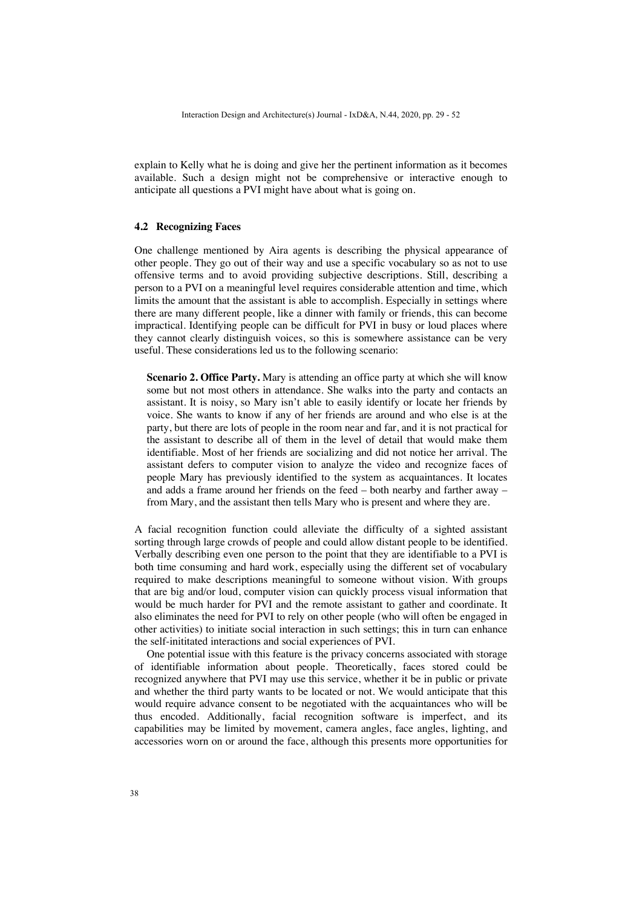explain to Kelly what he is doing and give her the pertinent information as it becomes available. Such a design might not be comprehensive or interactive enough to anticipate all questions a PVI might have about what is going on.

### 4.2 Recognizing Faces

One challenge mentioned by Aira agents is describing the physical appearance of other people. They go out of their way and use a specific vocabulary so as not to use offensive terms and to avoid providing subjective descriptions. Still, describing a person to a PVI on a meaningful level requires considerable attention and time, which limits the amount that the assistant is able to accomplish. Especially in settings where there are many different people, like a dinner with family or friends, this can become impractical. Identifying people can be difficult for PVI in busy or loud places where they cannot clearly distinguish voices, so this is somewhere assistance can be very useful. These considerations led us to the following scenario:

> **Scenario 2. Office Party.** Mary is attending an office party at which she will know some but not most others in attendance. She walks into the party and contacts an assistant. It is noisy, so Mary isn't able to easily identify or locate her friends by voice. She wants to know if any of her friends are around and who else is at the party, but there are lots of people in the room near and far, and it is not practical for the assistant to describe all of them in the level of detail that would make them identifiable. Most of her friends are socializing and did not notice her arrival. The assistant defers to computer vision to analyze the video and recognize faces of people Mary has previously identified to the system as acquaintances. It locates and adds a frame around her friends on the feed – both nearby and farther away – from Mary, and the assistant then tells Mary who is present and where they are.

A facial recognition function could alleviate the difficulty of a sighted assistant sorting through large crowds of people and could allow distant people to be identified. Verbally describing even one person to the point that they are identifiable to a PVI is both time consuming and hard work, especially using the different set of vocabulary required to make descriptions meaningful to someone without vision. With groups that are big and/or loud, computer vision can quickly process visual information that would be much harder for PVI and the remote assistant to gather and coordinate. It also eliminates the need for PVI to rely on other people (who will often be engaged in other activities) to initiate social interaction in such settings; this in turn can enhance the self-inititated interactions and social experiences of PVI.

One potential issue with this feature is the privacy concerns associated with storage of identifiable information about people. Theoretically, faces stored could be recognized anywhere that PVI may use this service, whether it be in public or private and whether the third party wants to be located or not. We would anticipate that this would require advance consent to be negotiated with the acquaintances who will be thus encoded. Additionally, facial recognition software is imperfect, and its capabilities may be limited by movement, camera angles, face angles, lighting, and accessories worn on or around the face, although this presents more opportunities for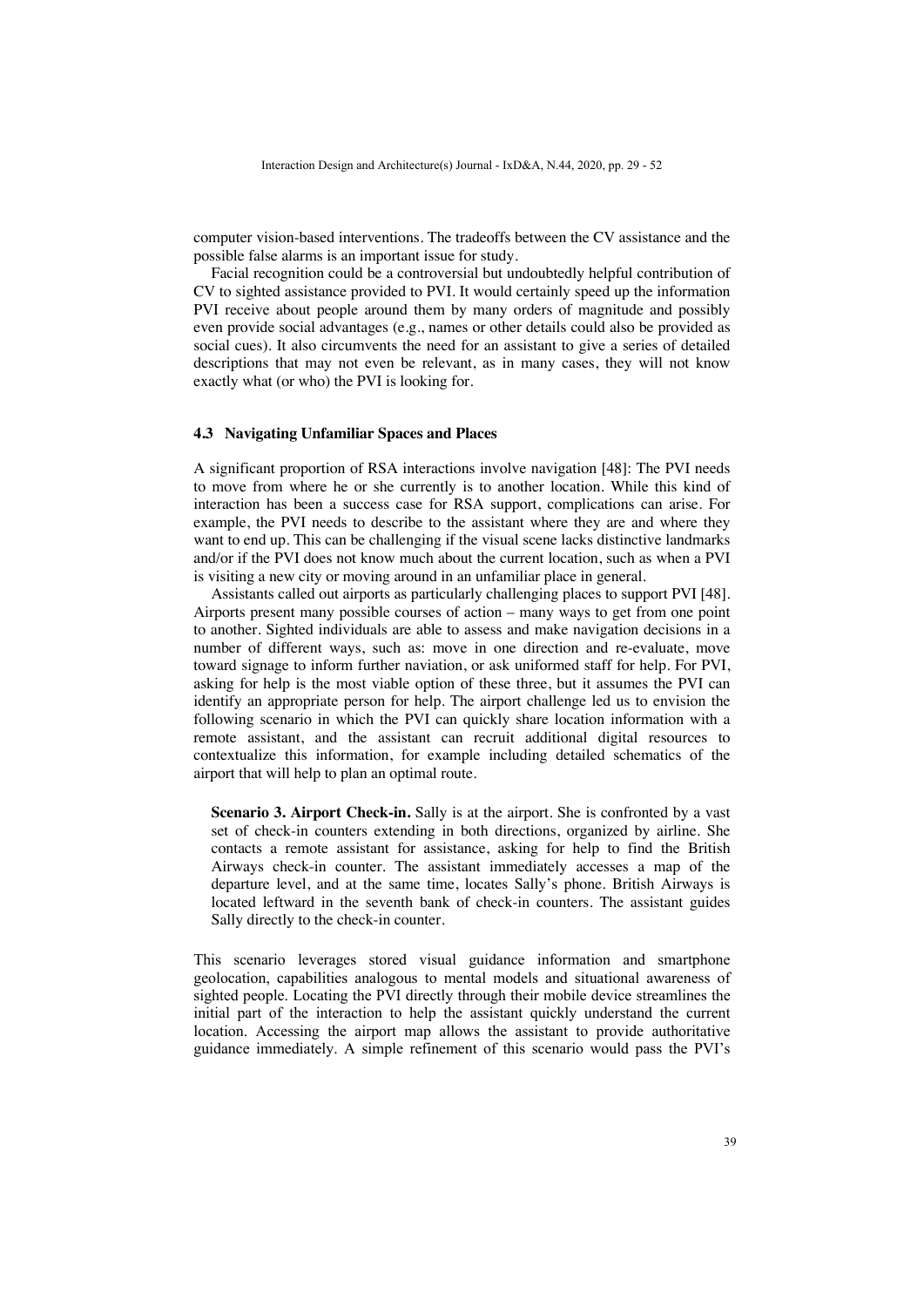computer vision-based interventions. The tradeoffs between the CV assistance and the possible false alarms is an important issue for study.

Facial recognition could be a controversial but undoubtedly helpful contribution of CV to sighted assistance provided to PVI. It would certainly speed up the information PVI receive about people around them by many orders of magnitude and possibly even provide social advantages (e.g., names or other details could also be provided as social cues). It also circumvents the need for an assistant to give a series of detailed descriptions that may not even be relevant, as in many cases, they will not know exactly what (or who) the PVI is looking for.

### 4.3 Navigating Unfamiliar Spaces and Places

A significant proportion of RSA interactions involve navigation [48]: The PVI needs to move from where he or she currently is to another location. While this kind of interaction has been a success case for RSA support, complications can arise. For example, the PVI needs to describe to the assistant where they are and where they want to end up. This can be challenging if the visual scene lacks distinctive landmarks and/or if the PVI does not know much about the current location, such as when a PVI is visiting a new city or moving around in an unfamiliar place in general.

Assistants called out airports as particularly challenging places to support PVI [48]. Airports present many possible courses of action – many ways to get from one point to another. Sighted individuals are able to assess and make navigation decisions in a number of different ways, such as: move in one direction and re-evaluate, move toward signage to inform further naviation, or ask uniformed staff for help. For PVI, asking for help is the most viable option of these three, but it assumes the PVI can identify an appropriate person for help. The airport challenge led us to envision the following scenario in which the PVI can quickly share location information with a remote assistant, and the assistant can recruit additional digital resources to contextualize this information, for example including detailed schematics of the airport that will help to plan an optimal route.

> **Scenario 3. Airport Check-in.** Sally is at the airport. She is confronted by a vast set of check-in counters extending in both directions, organized by airline. She contacts a remote assistant for assistance, asking for help to find the British Airways check-in counter. The assistant immediately accesses a map of the departure level, and at the same time, locates Sally's phone. British Airways is located leftward in the seventh bank of check-in counters. The assistant guides Sally directly to the check-in counter.

This scenario leverages stored visual guidance information and smartphone geolocation, capabilities analogous to mental models and situational awareness of sighted people. Locating the PVI directly through their mobile device streamlines the initial part of the interaction to help the assistant quickly understand the current location. Accessing the airport map allows the assistant to provide authoritative guidance immediately. A simple refinement of this scenario would pass the PVI's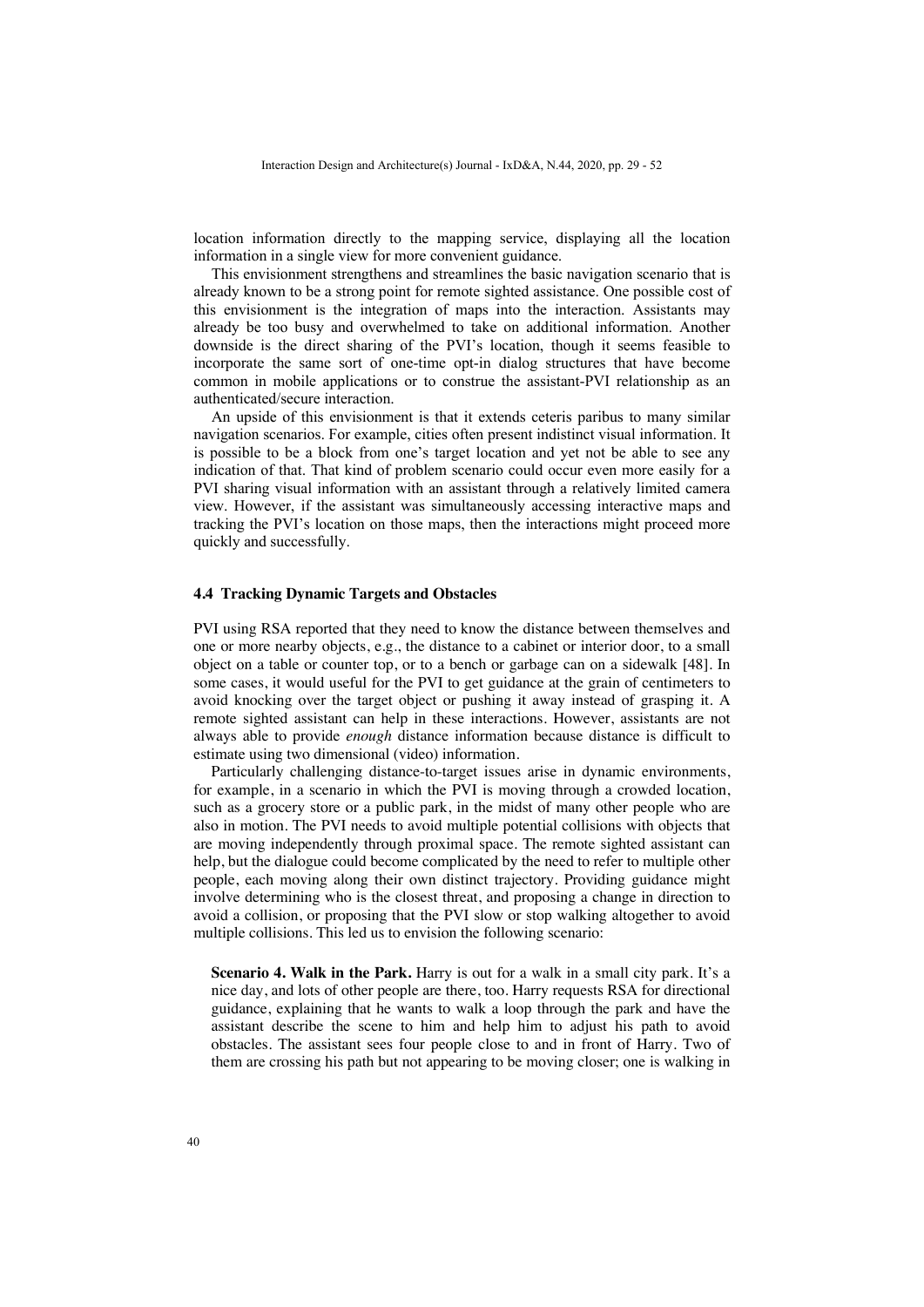location information directly to the mapping service, displaying all the location information in a single view for more convenient guidance.

This envisionment strengthens and streamlines the basic navigation scenario that is already known to be a strong point for remote sighted assistance. One possible cost of this envisionment is the integration of maps into the interaction. Assistants may already be too busy and overwhelmed to take on additional information. Another downside is the direct sharing of the PVI's location, though it seems feasible to incorporate the same sort of one-time opt-in dialog structures that have become common in mobile applications or to construe the assistant-PVI relationship as an authenticated/secure interaction.

An upside of this envisionment is that it extends ceteris paribus to many similar navigation scenarios. For example, cities often present indistinct visual information. It is possible to be a block from one's target location and yet not be able to see any indication of that. That kind of problem scenario could occur even more easily for a PVI sharing visual information with an assistant through a relatively limited camera view. However, if the assistant was simultaneously accessing interactive maps and tracking the PVI's location on those maps, then the interactions might proceed more quickly and successfully.

### 4.4 Tracking Dynamic Targets and Obstacles

PVI using RSA reported that they need to know the distance between themselves and one or more nearby objects, e.g., the distance to a cabinet or interior door, to a small object on a table or counter top, or to a bench or garbage can on a sidewalk [48]. In some cases, it would useful for the PVI to get guidance at the grain of centimeters to avoid knocking over the target object or pushing it away instead of grasping it. A remote sighted assistant can help in these interactions. However, assistants are not always able to provide *enough* distance information because distance is difficult to estimate using two dimensional (video) information.

Particularly challenging distance-to-target issues arise in dynamic environments, for example, in a scenario in which the PVI is moving through a crowded location, such as a grocery store or a public park, in the midst of many other people who are also in motion. The PVI needs to avoid multiple potential collisions with objects that are moving independently through proximal space. The remote sighted assistant can help, but the dialogue could become complicated by the need to refer to multiple other people, each moving along their own distinct trajectory. Providing guidance might involve determining who is the closest threat, and proposing a change in direction to avoid a collision, or proposing that the PVI slow or stop walking altogether to avoid multiple collisions. This led us to envision the following scenario:

> **Scenario 4. Walk in the Park.** Harry is out for a walk in a small city park. It's a nice day, and lots of other people are there, too. Harry requests RSA for directional guidance, explaining that he wants to walk a loop through the park and have the assistant describe the scene to him and help him to adjust his path to avoid obstacles. The assistant sees four people close to and in front of Harry. Two of them are crossing his path but not appearing to be moving closer; one is walking in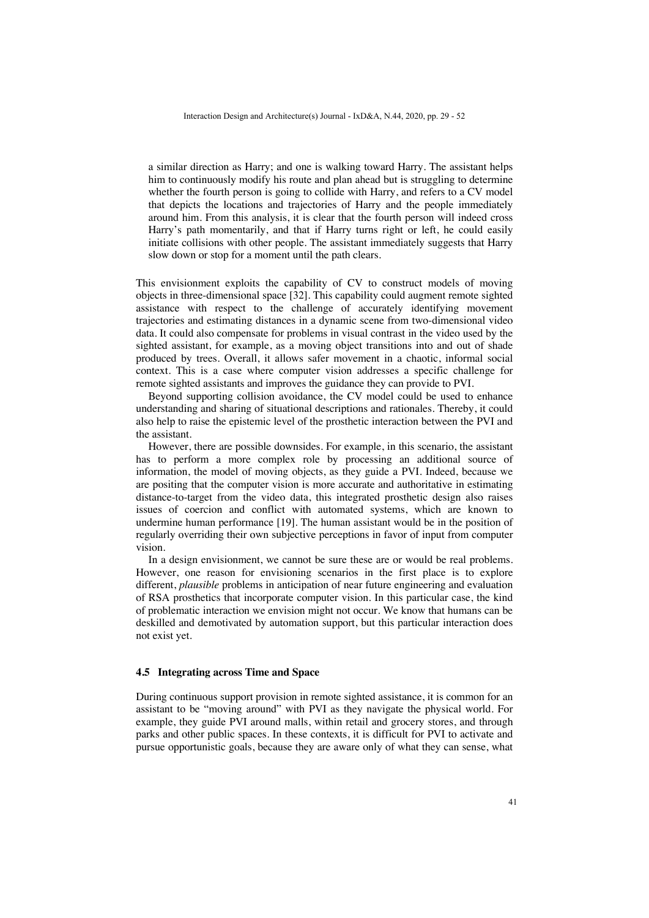a similar direction as Harry; and one is walking toward Harry. The assistant helps him to continuously modify his route and plan ahead but is struggling to determine whether the fourth person is going to collide with Harry, and refers to a CV model that depicts the locations and trajectories of Harry and the people immediately around him. From this analysis, it is clear that the fourth person will indeed cross Harry's path momentarily, and that if Harry turns right or left, he could easily initiate collisions with other people. The assistant immediately suggests that Harry slow down or stop for a moment until the path clears.

This envisionment exploits the capability of CV to construct models of moving objects in three-dimensional space [32]. This capability could augment remote sighted assistance with respect to the challenge of accurately identifying movement trajectories and estimating distances in a dynamic scene from two-dimensional video data. It could also compensate for problems in visual contrast in the video used by the sighted assistant, for example, as a moving object transitions into and out of shade produced by trees. Overall, it allows safer movement in a chaotic, informal social context. This is a case where computer vision addresses a specific challenge for remote sighted assistants and improves the guidance they can provide to PVI.

Beyond supporting collision avoidance, the CV model could be used to enhance understanding and sharing of situational descriptions and rationales. Thereby, it could also help to raise the epistemic level of the prosthetic interaction between the PVI and the assistant.

However, there are possible downsides. For example, in this scenario, the assistant has to perform a more complex role by processing an additional source of information, the model of moving objects, as they guide a PVI. Indeed, because we are positing that the computer vision is more accurate and authoritative in estimating distance-to-target from the video data, this integrated prosthetic design also raises issues of coercion and conflict with automated systems, which are known to undermine human performance [19]. The human assistant would be in the position of regularly overriding their own subjective perceptions in favor of input from computer vision.

In a design envisionment, we cannot be sure these are or would be real problems. However, one reason for envisioning scenarios in the first place is to explore different, *plausible* problems in anticipation of near future engineering and evaluation of RSA prosthetics that incorporate computer vision. In this particular case, the kind of problematic interaction we envision might not occur. We know that humans can be deskilled and demotivated by automation support, but this particular interaction does not exist yet.

### 4.5 Integrating across Time and Space

During continuous support provision in remote sighted assistance, it is common for an assistant to be "moving around" with PVI as they navigate the physical world. For example, they guide PVI around malls, within retail and grocery stores, and through parks and other public spaces. In these contexts, it is difficult for PVI to activate and pursue opportunistic goals, because they are aware only of what they can sense, what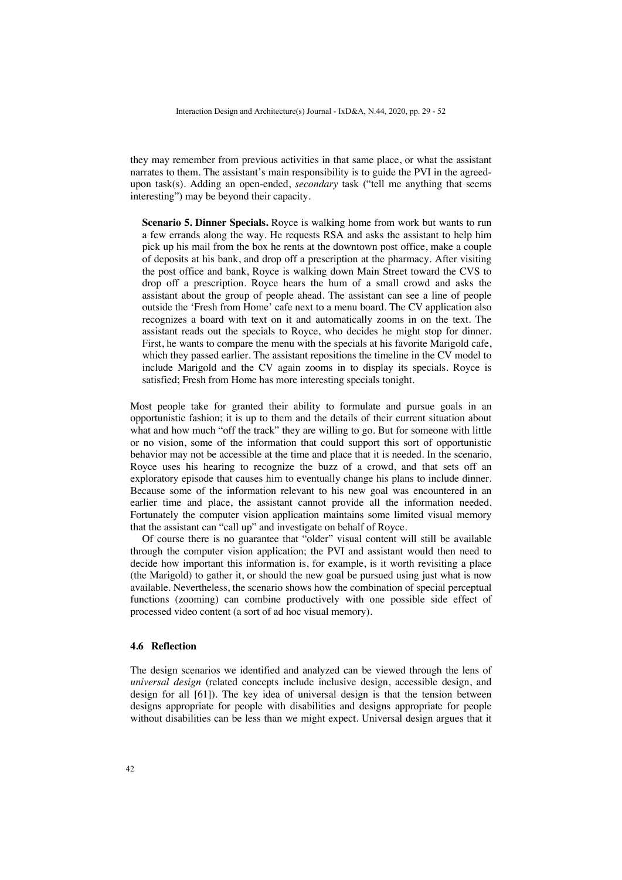they may remember from previous activities in that same place, or what the assistant narrates to them. The assistant's main responsibility is to guide the PVI in the agreed-upon task(s). Adding an open-ended, *secondary* task ("tell me anything that seems interesting") may be beyond their capacity.

> **Scenario 5. Dinner Specials.** Royce is walking home from work but wants to run a few errands along the way. He requests RSA and asks the assistant to help him pick up his mail from the box he rents at the downtown post office, make a couple of deposits at his bank, and drop off a prescription at the pharmacy. After visiting the post office and bank, Royce is walking down Main Street toward the CVS to drop off a prescription. Royce hears the hum of a small crowd and asks the assistant about the group of people ahead. The assistant can see a line of people outside the 'Fresh from Home' cafe next to a menu board. The CV application also recognizes a board with text on it and automatically zooms in on the text. The assistant reads out the specials to Royce, who decides he might stop for dinner. First, he wants to compare the menu with the specials at his favorite Marigold cafe, which they passed earlier. The assistant repositions the timeline in the CV model to include Marigold and the CV again zooms in to display its specials. Royce is satisfied; Fresh from Home has more interesting specials tonight.

Most people take for granted their ability to formulate and pursue goals in an opportunistic fashion; it is up to them and the details of their current situation about what and how much "off the track" they are willing to go. But for someone with little or no vision, some of the information that could support this sort of opportunistic behavior may not be accessible at the time and place that it is needed. In the scenario, Royce uses his hearing to recognize the buzz of a crowd, and that sets off an exploratory episode that causes him to eventually change his plans to include dinner. Because some of the information relevant to his new goal was encountered in an earlier time and place, the assistant cannot provide all the information needed. Fortunately the computer vision application maintains some limited visual memory that the assistant can "call up" and investigate on behalf of Royce.

Of course there is no guarantee that "older" visual content will still be available through the computer vision application; the PVI and assistant would then need to decide how important this information is, for example, is it worth revisiting a place (the Marigold) to gather it, or should the new goal be pursued using just what is now available. Nevertheless, the scenario shows how the combination of special perceptual functions (zooming) can combine productively with one possible side effect of processed video content (a sort of ad hoc visual memory).

### 4.6 Reflection

The design scenarios we identified and analyzed can be viewed through the lens of *universal design* (related concepts include inclusive design, accessible design, and design for all [61]). The key idea of universal design is that the tension between designs appropriate for people with disabilities and designs appropriate for people without disabilities can be less than we might expect. Universal design argues that it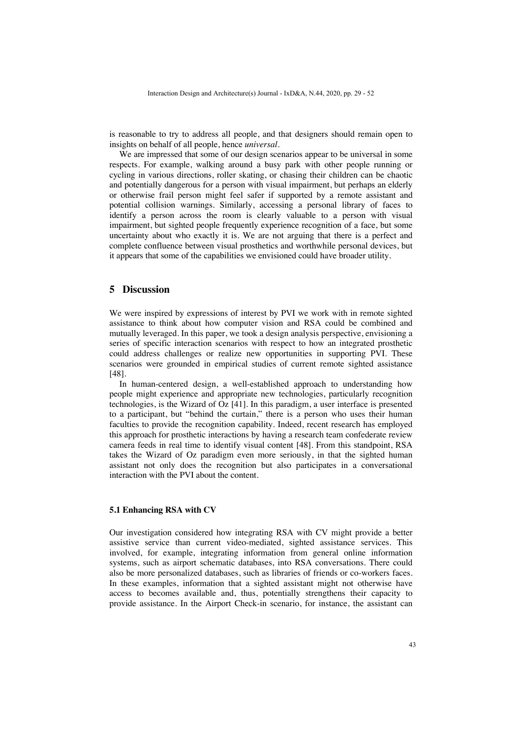is reasonable to try to address all people, and that designers should remain open to insights on behalf of all people, hence *universal*.

We are impressed that some of our design scenarios appear to be universal in some respects. For example, walking around a busy park with other people running or cycling in various directions, roller skating, or chasing their children can be chaotic and potentially dangerous for a person with visual impairment, but perhaps an elderly or otherwise frail person might feel safer if supported by a remote assistant and potential collision warnings. Similarly, accessing a personal library of faces to identify a person across the room is clearly valuable to a person with visual impairment, but sighted people frequently experience recognition of a face, but some uncertainty about who exactly it is. We are not arguing that there is a perfect and complete confluence between visual prosthetics and worthwhile personal devices, but it appears that some of the capabilities we envisioned could have broader utility.

## 5 Discussion

We were inspired by expressions of interest by PVI we work with in remote sighted assistance to think about how computer vision and RSA could be combined and mutually leveraged. In this paper, we took a design analysis perspective, envisioning a series of specific interaction scenarios with respect to how an integrated prosthetic could address challenges or realize new opportunities in supporting PVI. These scenarios were grounded in empirical studies of current remote sighted assistance [48].

In human-centered design, a well-established approach to understanding how people might experience and appropriate new technologies, particularly recognition technologies, is the Wizard of Oz [41]. In this paradigm, a user interface is presented to a participant, but "behind the curtain," there is a person who uses their human faculties to provide the recognition capability. Indeed, recent research has employed this approach for prosthetic interactions by having a research team confederate review camera feeds in real time to identify visual content [48]. From this standpoint, RSA takes the Wizard of Oz paradigm even more seriously, in that the sighted human assistant not only does the recognition but also participates in a conversational interaction with the PVI about the content.

### 5.1 Enhancing RSA with CV

Our investigation considered how integrating RSA with CV might provide a better assistive service than current video-mediated, sighted assistance services. This involved, for example, integrating information from general online information systems, such as airport schematic databases, into RSA conversations. There could also be more personalized databases, such as libraries of friends or co-workers faces. In these examples, information that a sighted assistant might not otherwise have access to becomes available and, thus, potentially strengthens their capacity to provide assistance. In the Airport Check-in scenario, for instance, the assistant can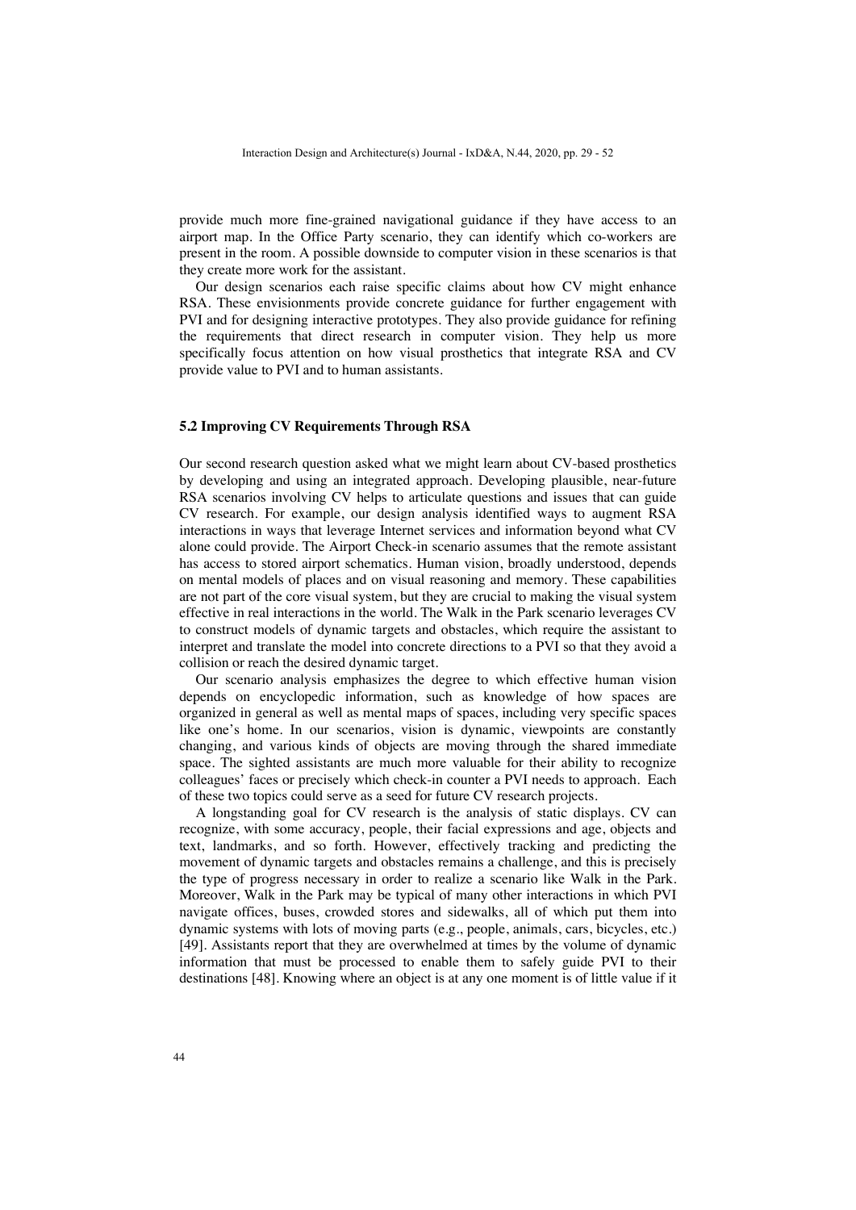provide much more fine-grained navigational guidance if they have access to an airport map. In the Office Party scenario, they can identify which co-workers are present in the room. A possible downside to computer vision in these scenarios is that they create more work for the assistant.

Our design scenarios each raise specific claims about how CV might enhance RSA. These envisionments provide concrete guidance for further engagement with PVI and for designing interactive prototypes. They also provide guidance for refining the requirements that direct research in computer vision. They help us more specifically focus attention on how visual prosthetics that integrate RSA and CV provide value to PVI and to human assistants.

### 5.2 Improving CV Requirements Through RSA

Our second research question asked what we might learn about CV-based prosthetics by developing and using an integrated approach. Developing plausible, near-future RSA scenarios involving CV helps to articulate questions and issues that can guide CV research. For example, our design analysis identified ways to augment RSA interactions in ways that leverage Internet services and information beyond what CV alone could provide. The Airport Check-in scenario assumes that the remote assistant has access to stored airport schematics. Human vision, broadly understood, depends on mental models of places and on visual reasoning and memory. These capabilities are not part of the core visual system, but they are crucial to making the visual system effective in real interactions in the world. The Walk in the Park scenario leverages CV to construct models of dynamic targets and obstacles, which require the assistant to interpret and translate the model into concrete directions to a PVI so that they avoid a collision or reach the desired dynamic target.

Our scenario analysis emphasizes the degree to which effective human vision depends on encyclopedic information, such as knowledge of how spaces are organized in general as well as mental maps of spaces, including very specific spaces like one's home. In our scenarios, vision is dynamic, viewpoints are constantly changing, and various kinds of objects are moving through the shared immediate space. The sighted assistants are much more valuable for their ability to recognize colleagues' faces or precisely which check-in counter a PVI needs to approach. Each of these two topics could serve as a seed for future CV research projects.

A longstanding goal for CV research is the analysis of static displays. CV can recognize, with some accuracy, people, their facial expressions and age, objects and text, landmarks, and so forth. However, effectively tracking and predicting the movement of dynamic targets and obstacles remains a challenge, and this is precisely the type of progress necessary in order to realize a scenario like Walk in the Park. Moreover, Walk in the Park may be typical of many other interactions in which PVI navigate offices, buses, crowded stores and sidewalks, all of which put them into dynamic systems with lots of moving parts (e.g., people, animals, cars, bicycles, etc.) [49]. Assistants report that they are overwhelmed at times by the volume of dynamic information that must be processed to enable them to safely guide PVI to their destinations [48]. Knowing where an object is at any one moment is of little value if it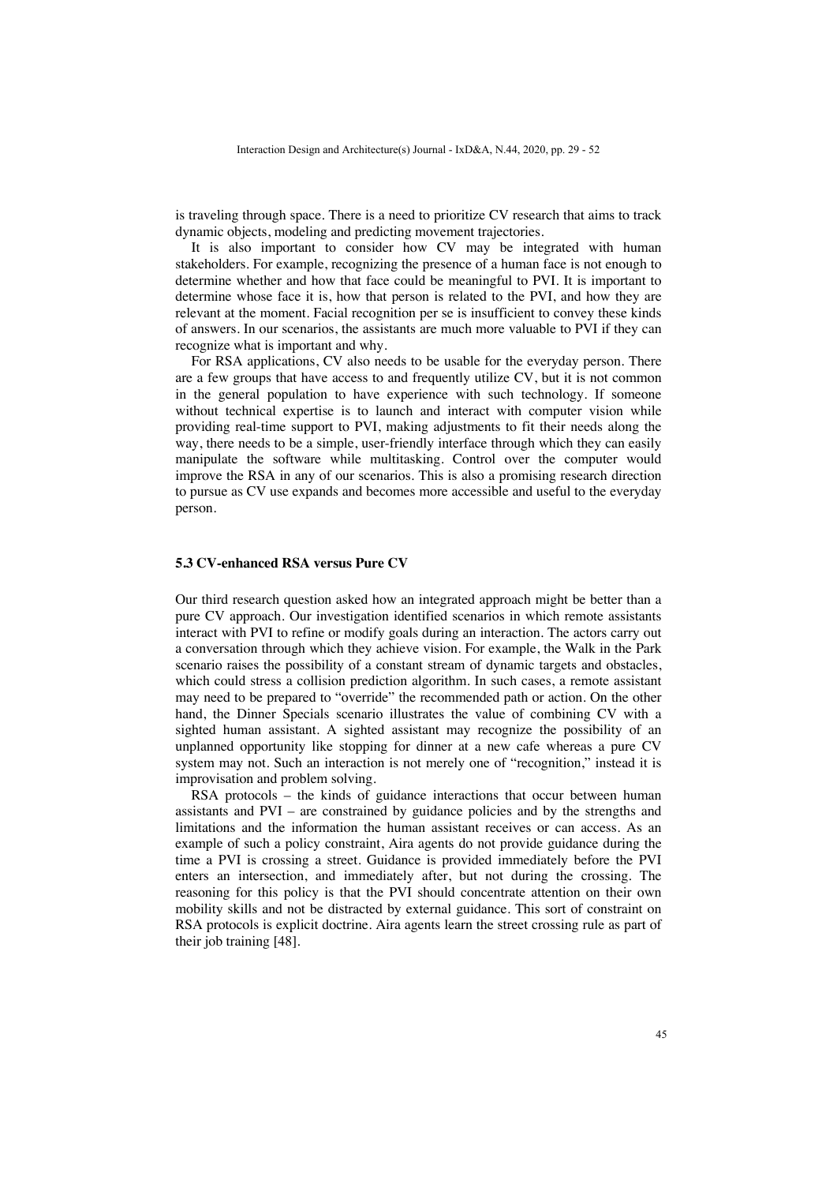is traveling through space. There is a need to prioritize CV research that aims to track dynamic objects, modeling and predicting movement trajectories.

It is also important to consider how CV may be integrated with human stakeholders. For example, recognizing the presence of a human face is not enough to determine whether and how that face could be meaningful to PVI. It is important to determine whose face it is, how that person is related to the PVI, and how they are relevant at the moment. Facial recognition per se is insufficient to convey these kinds of answers. In our scenarios, the assistants are much more valuable to PVI if they can recognize what is important and why.

For RSA applications, CV also needs to be usable for the everyday person. There are a few groups that have access to and frequently utilize CV, but it is not common in the general population to have experience with such technology. If someone without technical expertise is to launch and interact with computer vision while providing real-time support to PVI, making adjustments to fit their needs along the way, there needs to be a simple, user-friendly interface through which they can easily manipulate the software while multitasking. Control over the computer would improve the RSA in any of our scenarios. This is also a promising research direction to pursue as CV use expands and becomes more accessible and useful to the everyday person.

### 5.3 CV-enhanced RSA versus Pure CV

Our third research question asked how an integrated approach might be better than a pure CV approach. Our investigation identified scenarios in which remote assistants interact with PVI to refine or modify goals during an interaction. The actors carry out a conversation through which they achieve vision. For example, the Walk in the Park scenario raises the possibility of a constant stream of dynamic targets and obstacles, which could stress a collision prediction algorithm. In such cases, a remote assistant may need to be prepared to "override" the recommended path or action. On the other hand, the Dinner Specials scenario illustrates the value of combining CV with a sighted human assistant. A sighted assistant may recognize the possibility of an unplanned opportunity like stopping for dinner at a new cafe whereas a pure CV system may not. Such an interaction is not merely one of "recognition," instead it is improvisation and problem solving.

RSA protocols – the kinds of guidance interactions that occur between human assistants and PVI – are constrained by guidance policies and by the strengths and limitations and the information the human assistant receives or can access. As an example of such a policy constraint, Aira agents do not provide guidance during the time a PVI is crossing a street. Guidance is provided immediately before the PVI enters an intersection, and immediately after, but not during the crossing. The reasoning for this policy is that the PVI should concentrate attention on their own mobility skills and not be distracted by external guidance. This sort of constraint on RSA protocols is explicit doctrine. Aira agents learn the street crossing rule as part of their job training [48].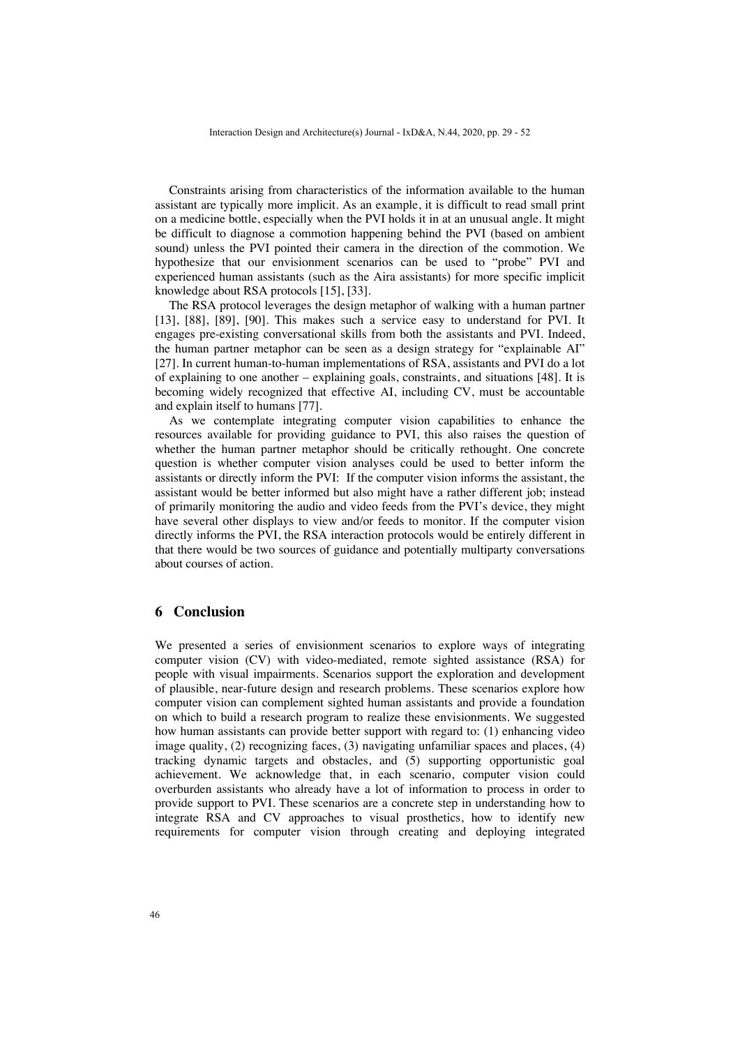Constraints arising from characteristics of the information available to the human assistant are typically more implicit. As an example, it is difficult to read small print on a medicine bottle, especially when the PVI holds it in at an unusual angle. It might be difficult to diagnose a commotion happening behind the PVI (based on ambient sound) unless the PVI pointed their camera in the direction of the commotion. We hypothesize that our envisionment scenarios can be used to "probe" PVI and experienced human assistants (such as the Aira assistants) for more specific implicit knowledge about RSA protocols [15], [33].

The RSA protocol leverages the design metaphor of walking with a human partner [13], [88], [89], [90]. This makes such a service easy to understand for PVI. It engages pre-existing conversational skills from both the assistants and PVI. Indeed, the human partner metaphor can be seen as a design strategy for "explainable AI" [27]. In current human-to-human implementations of RSA, assistants and PVI do a lot of explaining to one another – explaining goals, constraints, and situations [48]. It is becoming widely recognized that effective AI, including CV, must be accountable and explain itself to humans [77].

As we contemplate integrating computer vision capabilities to enhance the resources available for providing guidance to PVI, this also raises the question of whether the human partner metaphor should be critically rethought. One concrete question is whether computer vision analyses could be used to better inform the assistants or directly inform the PVI: If the computer vision informs the assistant, the assistant would be better informed but also might have a rather different job; instead of primarily monitoring the audio and video feeds from the PVI's device, they might have several other displays to view and/or feeds to monitor. If the computer vision directly informs the PVI, the RSA interaction protocols would be entirely different in that there would be two sources of guidance and potentially multiparty conversations about courses of action.

## 6 Conclusion

We presented a series of envisionment scenarios to explore ways of integrating computer vision (CV) with video-mediated, remote sighted assistance (RSA) for people with visual impairments. Scenarios support the exploration and development of plausible, near-future design and research problems. These scenarios explore how computer vision can complement sighted human assistants and provide a foundation on which to build a research program to realize these envisionments. We suggested how human assistants can provide better support with regard to: (1) enhancing video image quality, (2) recognizing faces, (3) navigating unfamiliar spaces and places, (4) tracking dynamic targets and obstacles, and (5) supporting opportunistic goal achievement. We acknowledge that, in each scenario, computer vision could overburden assistants who already have a lot of information to process in order to provide support to PVI. These scenarios are a concrete step in understanding how to integrate RSA and CV approaches to visual prosthetics, how to identify new requirements for computer vision through creating and deploying integrated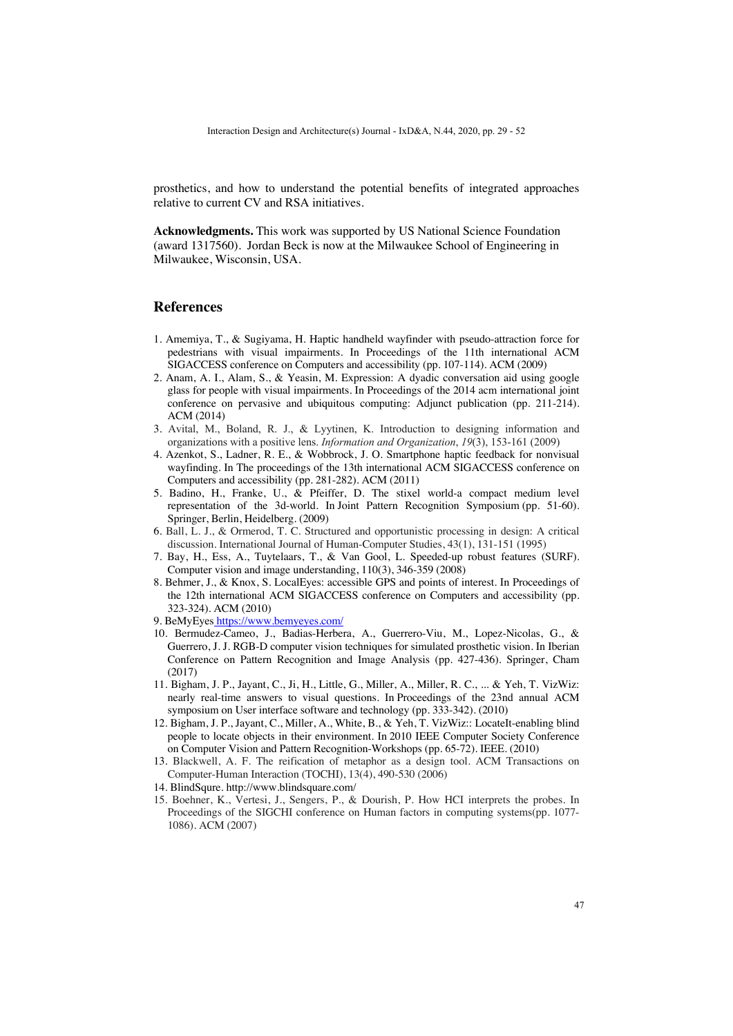prosthetics, and how to understand the potential benefits of integrated approaches relative to current CV and RSA initiatives.

**Acknowledgments.** This work was supported by US National Science Foundation (award 1317560). Jordan Beck is now at the Milwaukee School of Engineering in Milwaukee, Wisconsin, USA.

## References

1. Amemiya, T., & Sugiyama, H. Haptic handheld wayfinder with pseudo-attraction force for pedestrians with visual impairments. In Proceedings of the 11th international ACM SIGACCESS conference on Computers and accessibility (pp. 107-114). ACM (2009)
2. Anam, A. I., Alam, S., & Yeasin, M. Expression: A dyadic conversation aid using google glass for people with visual impairments. In Proceedings of the 2014 acm international joint conference on pervasive and ubiquitous computing: Adjunct publication (pp. 211-214). ACM (2014)
3. Avital, M., Boland, R. J., & Lyytinen, K. Introduction to designing information and organizations with a positive lens. *Information and Organization*, *19*(3), 153-161 (2009)
4. Azenkot, S., Ladner, R. E., & Wobbrock, J. O. Smartphone haptic feedback for nonvisual wayfinding. In The proceedings of the 13th international ACM SIGACCESS conference on Computers and accessibility (pp. 281-282). ACM (2011)
5. Badino, H., Franke, U., & Pfeiffer, D. The stixel world-a compact medium level representation of the 3d-world. In Joint Pattern Recognition Symposium (pp. 51-60). Springer, Berlin, Heidelberg. (2009)
6. Ball, L. J., & Ormerod, T. C. Structured and opportunistic processing in design: A critical discussion. International Journal of Human-Computer Studies, 43(1), 131-151 (1995)
7. Bay, H., Ess, A., Tuytelaars, T., & Van Gool, L. Speeded-up robust features (SURF). Computer vision and image understanding, 110(3), 346-359 (2008)
8. Behmer, J., & Knox, S. LocalEyes: accessible GPS and points of interest. In Proceedings of the 12th international ACM SIGACCESS conference on Computers and accessibility (pp. 323-324). ACM (2010)
9. BeMyEyes https://www.bemyeyes.com/
10. Bermudez-Cameo, J., Badias-Herbera, A., Guerrero-Viu, M., Lopez-Nicolas, G., & Guerrero, J. J. RGB-D computer vision techniques for simulated prosthetic vision. In Iberian Conference on Pattern Recognition and Image Analysis (pp. 427-436). Springer, Cham (2017)
11. Bigham, J. P., Jayant, C., Ji, H., Little, G., Miller, A., Miller, R. C., ... & Yeh, T. VizWiz: nearly real-time answers to visual questions. In Proceedings of the 23nd annual ACM symposium on User interface software and technology (pp. 333-342). (2010)
12. Bigham, J. P., Jayant, C., Miller, A., White, B., & Yeh, T. VizWiz:: LocateIt-enabling blind people to locate objects in their environment. In 2010 IEEE Computer Society Conference on Computer Vision and Pattern Recognition-Workshops (pp. 65-72). IEEE. (2010)
13. Blackwell, A. F. The reification of metaphor as a design tool. ACM Transactions on Computer-Human Interaction (TOCHI), 13(4), 490-530 (2006)
14. BlindSqure. http://www.blindsquare.com/
15. Boehner, K., Vertesi, J., Sengers, P., & Dourish, P. How HCI interprets the probes. In Proceedings of the SIGCHI conference on Human factors in computing systems(pp. 1077-1086). ACM (2007)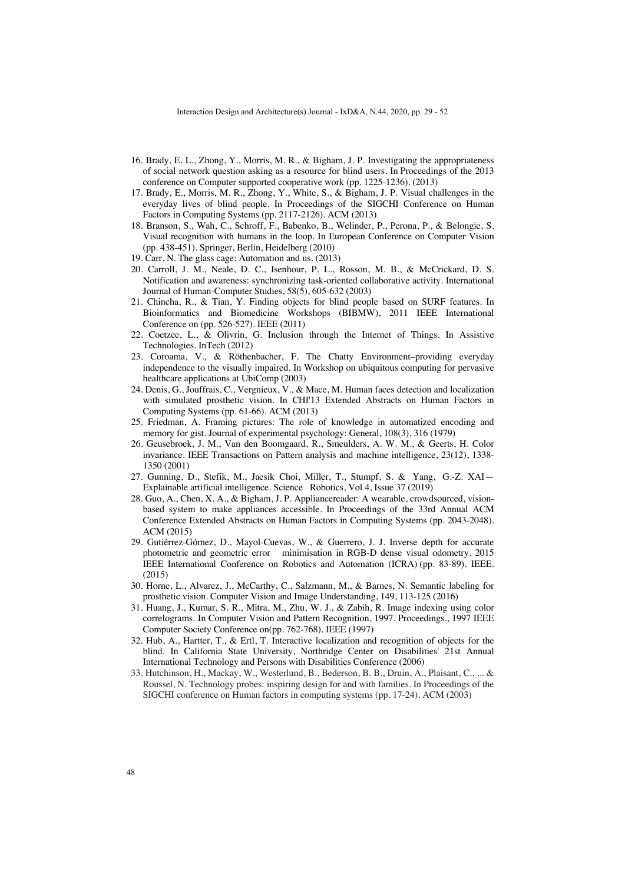16. Brady, E. L., Zhong, Y., Morris, M. R., & Bigham, J. P. Investigating the appropriateness of social network question asking as a resource for blind users. In Proceedings of the 2013 conference on Computer supported cooperative work (pp. 1225-1236). (2013)
17. Brady, E., Morris, M. R., Zhong, Y., White, S., & Bigham, J. P. Visual challenges in the everyday lives of blind people. In Proceedings of the SIGCHI Conference on Human Factors in Computing Systems (pp. 2117-2126). ACM (2013)
18. Branson, S., Wah, C., Schroff, F., Babenko, B., Welinder, P., Perona, P., & Belongie, S. Visual recognition with humans in the loop. In European Conference on Computer Vision (pp. 438-451). Springer, Berlin, Heidelberg (2010)
19. Carr, N. The glass cage: Automation and us. (2013)
20. Carroll, J. M., Neale, D. C., Isenhour, P. L., Rosson, M. B., & McCrickard, D. S. Notification and awareness: synchronizing task-oriented collaborative activity. International Journal of Human-Computer Studies, 58(5), 605-632 (2003)
21. Chincha, R., & Tian, Y. Finding objects for blind people based on SURF features. In Bioinformatics and Biomedicine Workshops (BIBMW), 2011 IEEE International Conference on (pp. 526-527). IEEE (2011)
22. Coetzee, L., & Olivrin, G. Inclusion through the Internet of Things. In Assistive Technologies. InTech (2012)
23. Coroama, V., & Röthenbacher, F. The Chatty Environment–providing everyday independence to the visually impaired. In Workshop on ubiquitous computing for pervasive healthcare applications at UbiComp (2003)
24. Denis, G., Jouffrais, C., Vergnieux, V., & Mace, M. Human faces detection and localization with simulated prosthetic vision. In CHI'13 Extended Abstracts on Human Factors in Computing Systems (pp. 61-66). ACM (2013)
25. Friedman, A. Framing pictures: The role of knowledge in automatized encoding and memory for gist. Journal of experimental psychology: General, 108(3), 316 (1979)
26. Geusebroek, J. M., Van den Boomgaard, R., Smeulders, A. W. M., & Geerts, H. Color invariance. IEEE Transactions on Pattern analysis and machine intelligence, 23(12), 1338-1350 (2001)
27. Gunning, D., Stefik, M., Jaesik Choi, Miller, T., Stumpf, S. & Yang, G.-Z. XAI—Explainable artificial intelligence. Science Robotics, Vol 4, Issue 37 (2019)
28. Guo, A., Chen, X. A., & Bigham, J. P. Appliancereader: A wearable, crowdsourced, vision-based system to make appliances accessible. In Proceedings of the 33rd Annual ACM Conference Extended Abstracts on Human Factors in Computing Systems (pp. 2043-2048). ACM (2015)
29. Gutiérrez-Gómez, D., Mayol-Cuevas, W., & Guerrero, J. J. Inverse depth for accurate photometric and geometric error minimisation in RGB-D dense visual odometry. 2015 IEEE International Conference on Robotics and Automation (ICRA) (pp. 83-89). IEEE. (2015)
30. Horne, L., Alvarez, J., McCarthy, C., Salzmann, M., & Barnes, N. Semantic labeling for prosthetic vision. Computer Vision and Image Understanding, 149, 113-125 (2016)
31. Huang, J., Kumar, S. R., Mitra, M., Zhu, W. J., & Zabih, R. Image indexing using color correlograms. In Computer Vision and Pattern Recognition, 1997. Proceedings., 1997 IEEE Computer Society Conference on(pp. 762-768). IEEE (1997)
32. Hub, A., Hartter, T., & Ertl, T. Interactive localization and recognition of objects for the blind. In California State University, Northridge Center on Disabilities' 21st Annual International Technology and Persons with Disabilities Conference (2006)
33. Hutchinson, H., Mackay, W., Westerlund, B., Bederson, B. B., Druin, A., Plaisant, C., ... & Roussel, N. Technology probes: inspiring design for and with families. In Proceedings of the SIGCHI conference on Human factors in computing systems (pp. 17-24). ACM (2003)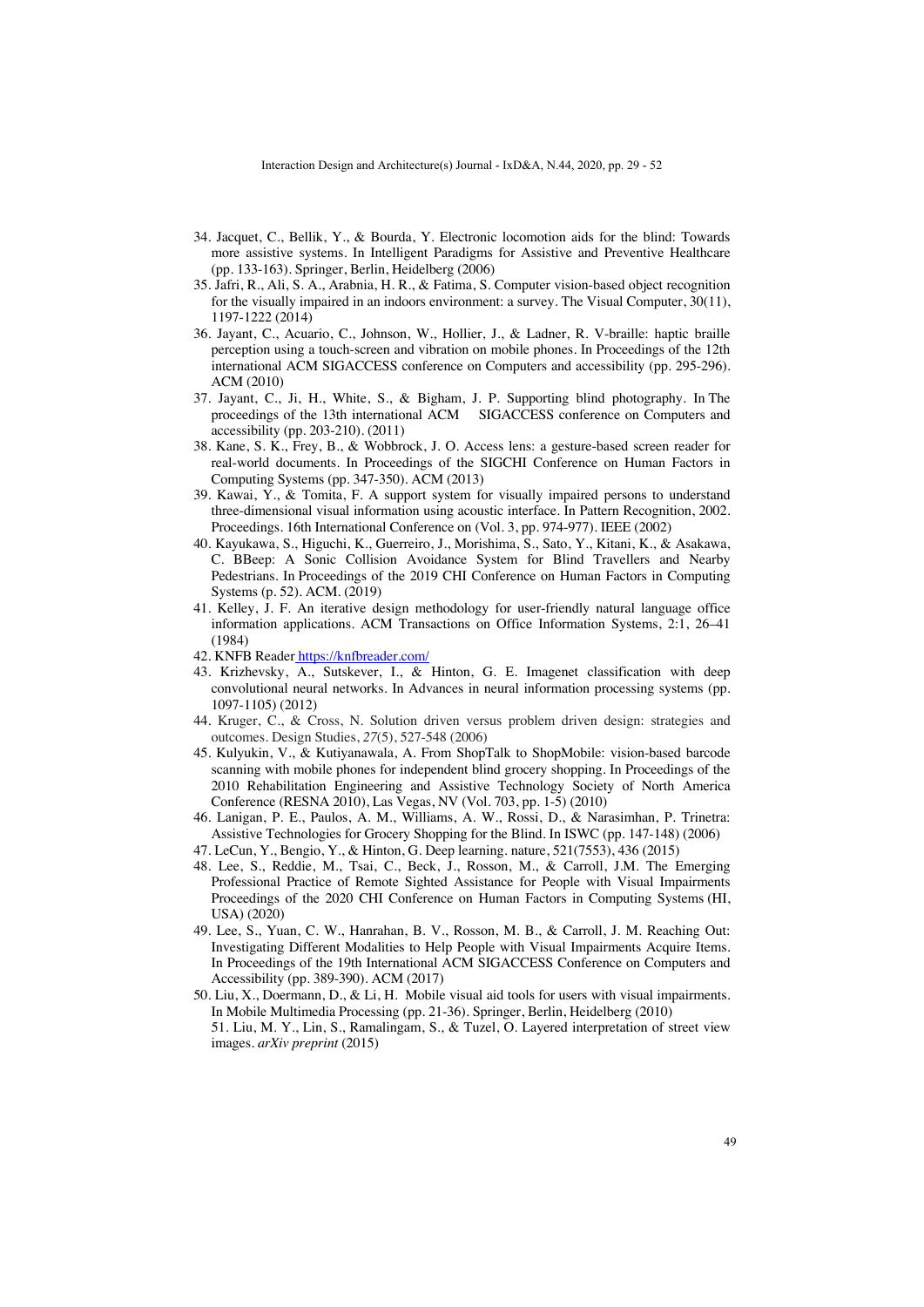34. Jacquet, C., Bellik, Y., & Bourda, Y. Electronic locomotion aids for the blind: Towards more assistive systems. In Intelligent Paradigms for Assistive and Preventive Healthcare (pp. 133-163). Springer, Berlin, Heidelberg (2006)
35. Jafri, R., Ali, S. A., Arabnia, H. R., & Fatima, S. Computer vision-based object recognition for the visually impaired in an indoors environment: a survey. The Visual Computer, 30(11), 1197-1222 (2014)
36. Jayant, C., Acuario, C., Johnson, W., Hollier, J., & Ladner, R. V-braille: haptic braille perception using a touch-screen and vibration on mobile phones. In Proceedings of the 12th international ACM SIGACCESS conference on Computers and accessibility (pp. 295-296). ACM (2010)
37. Jayant, C., Ji, H., White, S., & Bigham, J. P. Supporting blind photography. In The proceedings of the 13th international ACM SIGACCESS conference on Computers and accessibility (pp. 203-210). (2011)
38. Kane, S. K., Frey, B., & Wobbrock, J. O. Access lens: a gesture-based screen reader for real-world documents. In Proceedings of the SIGCHI Conference on Human Factors in Computing Systems (pp. 347-350). ACM (2013)
39. Kawai, Y., & Tomita, F. A support system for visually impaired persons to understand three-dimensional visual information using acoustic interface. In Pattern Recognition, 2002. Proceedings. 16th International Conference on (Vol. 3, pp. 974-977). IEEE (2002)
40. Kayukawa, S., Higuchi, K., Guerreiro, J., Morishima, S., Sato, Y., Kitani, K., & Asakawa, C. BBeep: A Sonic Collision Avoidance System for Blind Travellers and Nearby Pedestrians. In Proceedings of the 2019 CHI Conference on Human Factors in Computing Systems (p. 52). ACM. (2019)
41. Kelley, J. F. An iterative design methodology for user-friendly natural language office information applications. ACM Transactions on Office Information Systems, 2:1, 26–41 (1984)
42. KNFB Reader [https://knfbreader.com/](https://knfbreader.com/)
43. Krizhevsky, A., Sutskever, I., & Hinton, G. E. Imagenet classification with deep convolutional neural networks. In Advances in neural information processing systems (pp. 1097-1105) (2012)
44. Kruger, C., & Cross, N. Solution driven versus problem driven design: strategies and outcomes. Design Studies, *27*(5), 527-548 (2006)
45. Kulyukin, V., & Kutiyanawala, A. From ShopTalk to ShopMobile: vision-based barcode scanning with mobile phones for independent blind grocery shopping. In Proceedings of the 2010 Rehabilitation Engineering and Assistive Technology Society of North America Conference (RESNA 2010), Las Vegas, NV (Vol. 703, pp. 1-5) (2010)
46. Lanigan, P. E., Paulos, A. M., Williams, A. W., Rossi, D., & Narasimhan, P. Trinetra: Assistive Technologies for Grocery Shopping for the Blind. In ISWC (pp. 147-148) (2006)
47. LeCun, Y., Bengio, Y., & Hinton, G. Deep learning. nature, 521(7553), 436 (2015)
48. Lee, S., Reddie, M., Tsai, C., Beck, J., Rosson, M., & Carroll, J.M. The Emerging Professional Practice of Remote Sighted Assistance for People with Visual Impairments Proceedings of the 2020 CHI Conference on Human Factors in Computing Systems (HI, USA) (2020)
49. Lee, S., Yuan, C. W., Hanrahan, B. V., Rosson, M. B., & Carroll, J. M. Reaching Out: Investigating Different Modalities to Help People with Visual Impairments Acquire Items. In Proceedings of the 19th International ACM SIGACCESS Conference on Computers and Accessibility (pp. 389-390). ACM (2017)
50. Liu, X., Doermann, D., & Li, H. Mobile visual aid tools for users with visual impairments. In Mobile Multimedia Processing (pp. 21-36). Springer, Berlin, Heidelberg (2010)
51. Liu, M. Y., Lin, S., Ramalingam, S., & Tuzel, O. Layered interpretation of street view images. *arXiv preprint* (2015)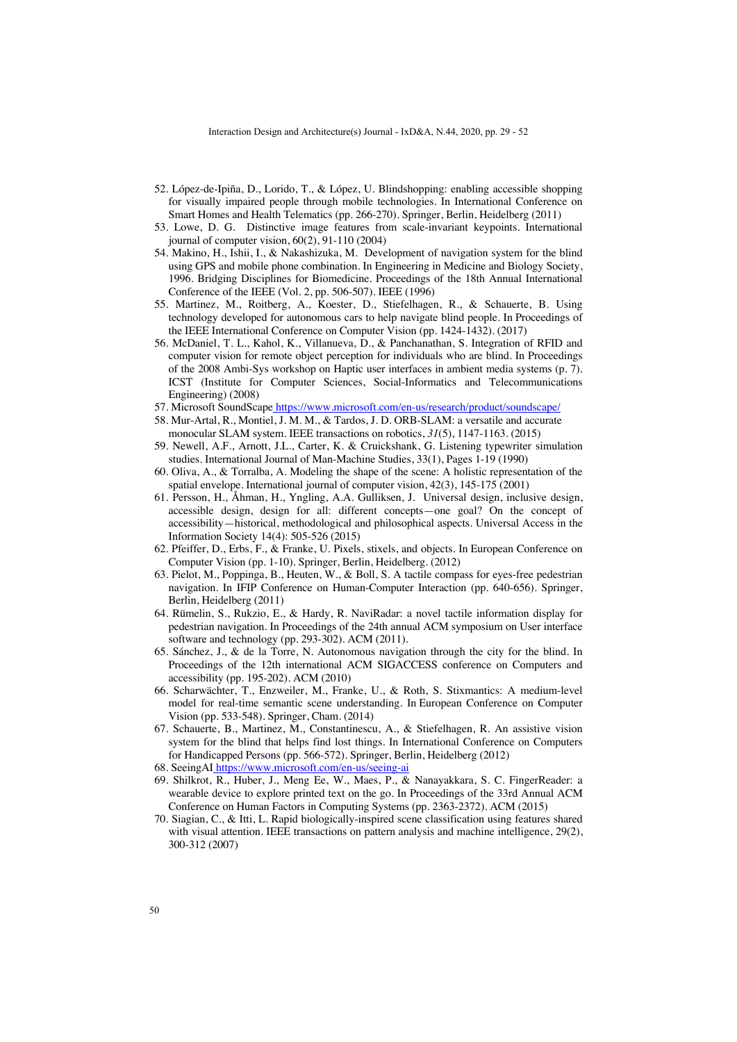52. López-de-Ipiña, D., Lorido, T., & López, U. Blindshopping: enabling accessible shopping for visually impaired people through mobile technologies. In International Conference on Smart Homes and Health Telematics (pp. 266-270). Springer, Berlin, Heidelberg (2011)
53. Lowe, D. G. Distinctive image features from scale-invariant keypoints. International journal of computer vision, 60(2), 91-110 (2004)
54. Makino, H., Ishii, I., & Nakashizuka, M. Development of navigation system for the blind using GPS and mobile phone combination. In Engineering in Medicine and Biology Society, 1996. Bridging Disciplines for Biomedicine. Proceedings of the 18th Annual International Conference of the IEEE (Vol. 2, pp. 506-507). IEEE (1996)
55. Martinez, M., Roitberg, A., Koester, D., Stiefelhagen, R., & Schauerte, B. Using technology developed for autonomous cars to help navigate blind people. In Proceedings of the IEEE International Conference on Computer Vision (pp. 1424-1432). (2017)
56. McDaniel, T. L., Kahol, K., Villanueva, D., & Panchanathan, S. Integration of RFID and computer vision for remote object perception for individuals who are blind. In Proceedings of the 2008 Ambi-Sys workshop on Haptic user interfaces in ambient media systems (p. 7). ICST (Institute for Computer Sciences, Social-Informatics and Telecommunications Engineering) (2008)
57. Microsoft SoundScape https://www.microsoft.com/en-us/research/product/soundscape/
58. Mur-Artal, R., Montiel, J. M. M., & Tardos, J. D. ORB-SLAM: a versatile and accurate monocular SLAM system. IEEE transactions on robotics, *31*(5), 1147-1163. (2015)
59. Newell, A.F., Arnott, J.L., Carter, K. & Cruickshank, G. Listening typewriter simulation studies. International Journal of Man-Machine Studies, 33(1), Pages 1-19 (1990)
60. Oliva, A., & Torralba, A. Modeling the shape of the scene: A holistic representation of the spatial envelope. International journal of computer vision, 42(3), 145-175 (2001)
61. Persson, H., Åhman, H., Yngling, A.A. Gulliksen, J. Universal design, inclusive design, accessible design, design for all: different concepts—one goal? On the concept of accessibility—historical, methodological and philosophical aspects. Universal Access in the Information Society 14(4): 505-526 (2015)
62. Pfeiffer, D., Erbs, F., & Franke, U. Pixels, stixels, and objects. In European Conference on Computer Vision (pp. 1-10). Springer, Berlin, Heidelberg. (2012)
63. Pielot, M., Poppinga, B., Heuten, W., & Boll, S. A tactile compass for eyes-free pedestrian navigation. In IFIP Conference on Human-Computer Interaction (pp. 640-656). Springer, Berlin, Heidelberg (2011)
64. Rümelin, S., Rukzio, E., & Hardy, R. NaviRadar: a novel tactile information display for pedestrian navigation. In Proceedings of the 24th annual ACM symposium on User interface software and technology (pp. 293-302). ACM (2011).
65. Sánchez, J., & de la Torre, N. Autonomous navigation through the city for the blind. In Proceedings of the 12th international ACM SIGACCESS conference on Computers and accessibility (pp. 195-202). ACM (2010)
66. Scharwächter, T., Enzweiler, M., Franke, U., & Roth, S. Stixmantics: A medium-level model for real-time semantic scene understanding. In European Conference on Computer Vision (pp. 533-548). Springer, Cham. (2014)
67. Schauerte, B., Martinez, M., Constantinescu, A., & Stiefelhagen, R. An assistive vision system for the blind that helps find lost things. In International Conference on Computers for Handicapped Persons (pp. 566-572). Springer, Berlin, Heidelberg (2012)
68. SeeingAI https://www.microsoft.com/en-us/seeing-ai
69. Shilkrot, R., Huber, J., Meng Ee, W., Maes, P., & Nanayakkara, S. C. FingerReader: a wearable device to explore printed text on the go. In Proceedings of the 33rd Annual ACM Conference on Human Factors in Computing Systems (pp. 2363-2372). ACM (2015)
70. Siagian, C., & Itti, L. Rapid biologically-inspired scene classification using features shared with visual attention. IEEE transactions on pattern analysis and machine intelligence, 29(2), 300-312 (2007)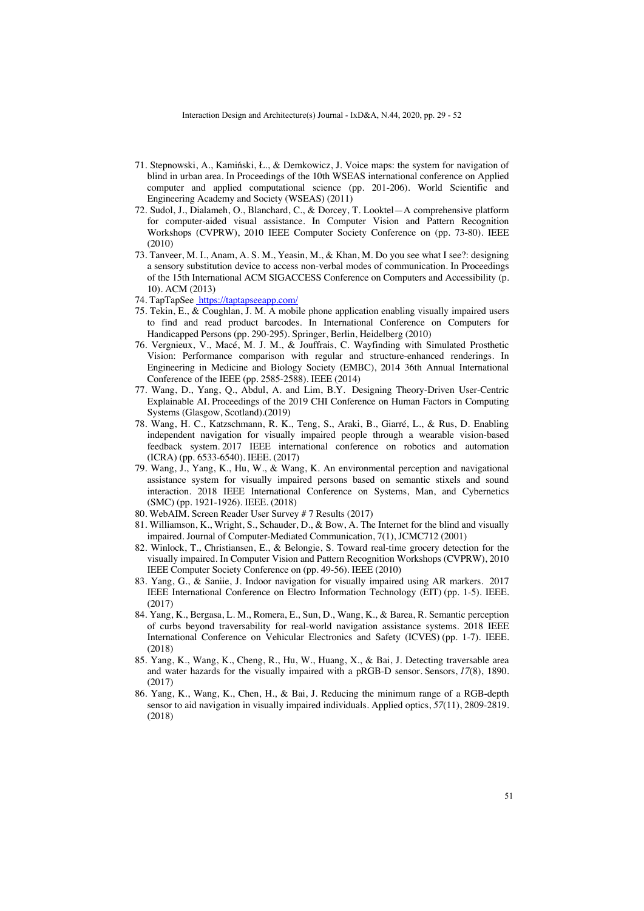71. Stepnowski, A., Kamiński, Ł., & Demkowicz, J. Voice maps: the system for navigation of blind in urban area. In Proceedings of the 10th WSEAS international conference on Applied computer and applied computational science (pp. 201-206). World Scientific and Engineering Academy and Society (WSEAS) (2011)
72. Sudol, J., Dialameh, O., Blanchard, C., & Dorcey, T. Looktel—A comprehensive platform for computer-aided visual assistance. In Computer Vision and Pattern Recognition Workshops (CVPRW), 2010 IEEE Computer Society Conference on (pp. 73-80). IEEE (2010)
73. Tanveer, M. I., Anam, A. S. M., Yeasin, M., & Khan, M. Do you see what I see?: designing a sensory substitution device to access non-verbal modes of communication. In Proceedings of the 15th International ACM SIGACCESS Conference on Computers and Accessibility (p. 10). ACM (2013)
74. TapTapSee https://taptapseeapp.com/
75. Tekin, E., & Coughlan, J. M. A mobile phone application enabling visually impaired users to find and read product barcodes. In International Conference on Computers for Handicapped Persons (pp. 290-295). Springer, Berlin, Heidelberg (2010)
76. Vergnieux, V., Macé, M. J. M., & Jouffrais, C. Wayfinding with Simulated Prosthetic Vision: Performance comparison with regular and structure-enhanced renderings. In Engineering in Medicine and Biology Society (EMBC), 2014 36th Annual International Conference of the IEEE (pp. 2585-2588). IEEE (2014)
77. Wang, D., Yang, Q., Abdul, A. and Lim, B.Y. Designing Theory-Driven User-Centric Explainable AI. Proceedings of the 2019 CHI Conference on Human Factors in Computing Systems (Glasgow, Scotland).(2019)
78. Wang, H. C., Katzschmann, R. K., Teng, S., Araki, B., Giarré, L., & Rus, D. Enabling independent navigation for visually impaired people through a wearable vision-based feedback system. 2017 IEEE international conference on robotics and automation (ICRA) (pp. 6533-6540). IEEE. (2017)
79. Wang, J., Yang, K., Hu, W., & Wang, K. An environmental perception and navigational assistance system for visually impaired persons based on semantic stixels and sound interaction. 2018 IEEE International Conference on Systems, Man, and Cybernetics (SMC) (pp. 1921-1926). IEEE. (2018)
80. WebAIM. Screen Reader User Survey # 7 Results (2017)
81. Williamson, K., Wright, S., Schauder, D., & Bow, A. The Internet for the blind and visually impaired. Journal of Computer-Mediated Communication, 7(1), JCMC712 (2001)
82. Winlock, T., Christiansen, E., & Belongie, S. Toward real-time grocery detection for the visually impaired. In Computer Vision and Pattern Recognition Workshops (CVPRW), 2010 IEEE Computer Society Conference on (pp. 49-56). IEEE (2010)
83. Yang, G., & Saniie, J. Indoor navigation for visually impaired using AR markers. 2017 IEEE International Conference on Electro Information Technology (EIT) (pp. 1-5). IEEE. (2017)
84. Yang, K., Bergasa, L. M., Romera, E., Sun, D., Wang, K., & Barea, R. Semantic perception of curbs beyond traversability for real-world navigation assistance systems. 2018 IEEE International Conference on Vehicular Electronics and Safety (ICVES) (pp. 1-7). IEEE. (2018)
85. Yang, K., Wang, K., Cheng, R., Hu, W., Huang, X., & Bai, J. Detecting traversable area and water hazards for the visually impaired with a pRGB-D sensor. Sensors, *17*(8), 1890. (2017)
86. Yang, K., Wang, K., Chen, H., & Bai, J. Reducing the minimum range of a RGB-depth sensor to aid navigation in visually impaired individuals. Applied optics, *57*(11), 2809-2819. (2018)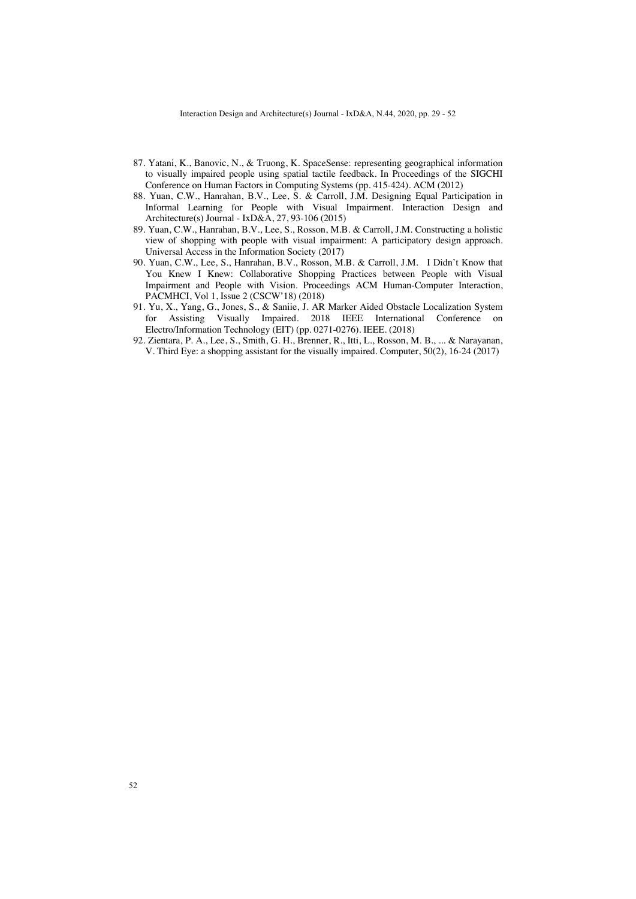87. Yatani, K., Banovic, N., & Truong, K. SpaceSense: representing geographical information to visually impaired people using spatial tactile feedback. In Proceedings of the SIGCHI Conference on Human Factors in Computing Systems (pp. 415-424). ACM (2012)
88. Yuan, C.W., Hanrahan, B.V., Lee, S. & Carroll, J.M. Designing Equal Participation in Informal Learning for People with Visual Impairment. Interaction Design and Architecture(s) Journal - IxD&A, 27, 93-106 (2015)
89. Yuan, C.W., Hanrahan, B.V., Lee, S., Rosson, M.B. & Carroll, J.M. Constructing a holistic view of shopping with people with visual impairment: A participatory design approach. Universal Access in the Information Society (2017)
90. Yuan, C.W., Lee, S., Hanrahan, B.V., Rosson, M.B. & Carroll, J.M. I Didn't Know that You Knew I Knew: Collaborative Shopping Practices between People with Visual Impairment and People with Vision. Proceedings ACM Human-Computer Interaction, PACMHCI, Vol 1, Issue 2 (CSCW'18) (2018)
91. Yu, X., Yang, G., Jones, S., & Saniie, J. AR Marker Aided Obstacle Localization System for Assisting Visually Impaired. 2018 IEEE International Conference on Electro/Information Technology (EIT) (pp. 0271-0276). IEEE. (2018)
92. Zientara, P. A., Lee, S., Smith, G. H., Brenner, R., Itti, L., Rosson, M. B., ... & Narayanan, V. Third Eye: a shopping assistant for the visually impaired. Computer, 50(2), 16-24 (2017)